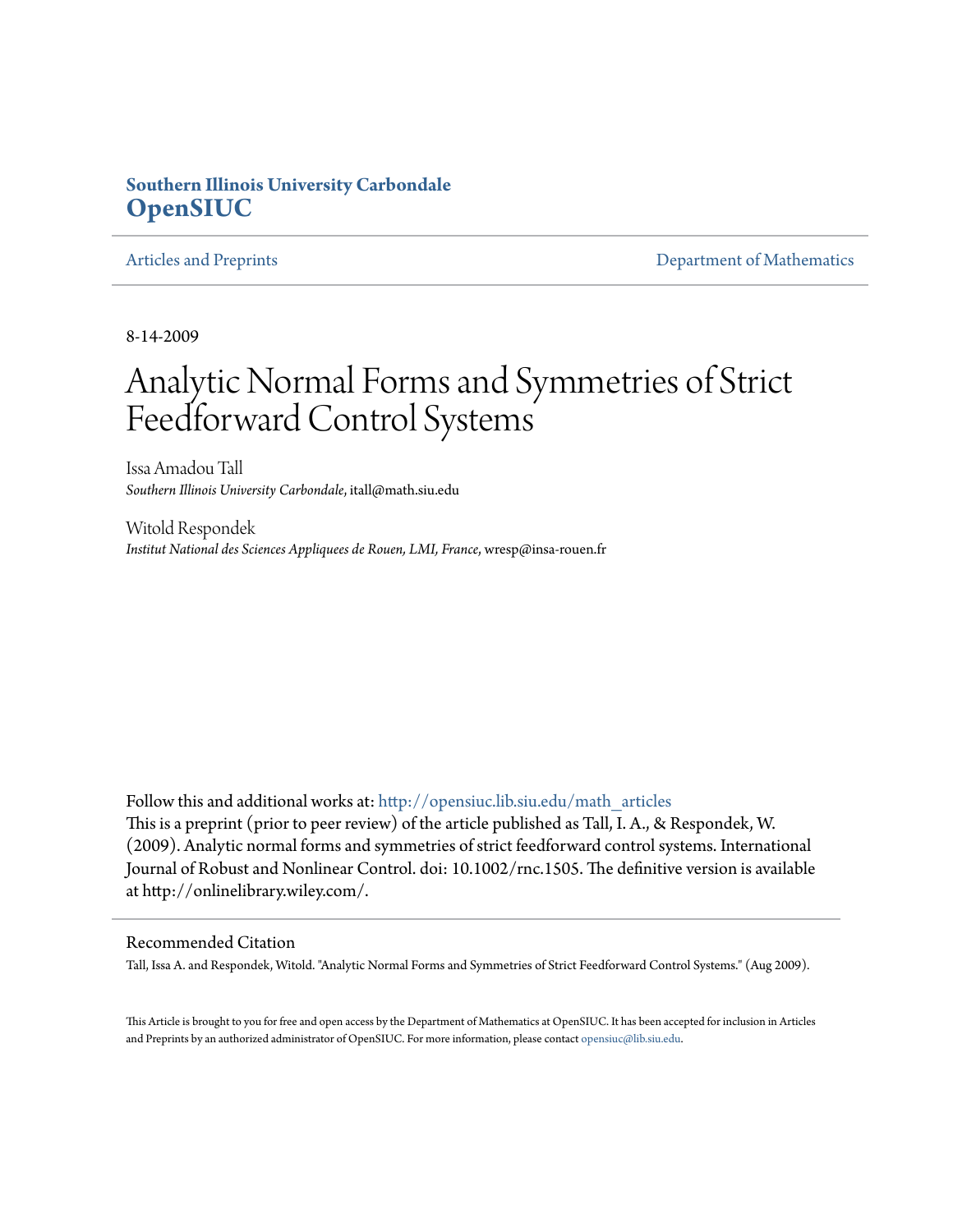**Southern Illinois University Carbondale**
**OpenSIUC**

Articles and Preprints | Department of Mathematics

8-14-2009

# Analytic Normal Forms and Symmetries of Strict Feedforward Control Systems

Issa Amadou Tall
*Southern Illinois University Carbondale*, itall@math.siu.edu

Witold Respondek
*Institut National des Sciences Appliquees de Rouen, LMI, France*, wresp@insa-rouen.fr

Follow this and additional works at: http://opensiuc.lib.siu.edu/math_articles
This is a preprint (prior to peer review) of the article published as Tall, I. A., & Respondek, W. (2009). Analytic normal forms and symmetries of strict feedforward control systems. International Journal of Robust and Nonlinear Control. doi: 10.1002/rnc.1505. The definitive version is available at http://onlinelibrary.wiley.com/.

## Recommended Citation

Tall, Issa A. and Respondek, Witold. "Analytic Normal Forms and Symmetries of Strict Feedforward Control Systems." (Aug 2009).

This Article is brought to you for free and open access by the Department of Mathematics at OpenSIUC. It has been accepted for inclusion in Articles and Preprints by an authorized administrator of OpenSIUC. For more information, please contact opensiuc@lib.siu.edu.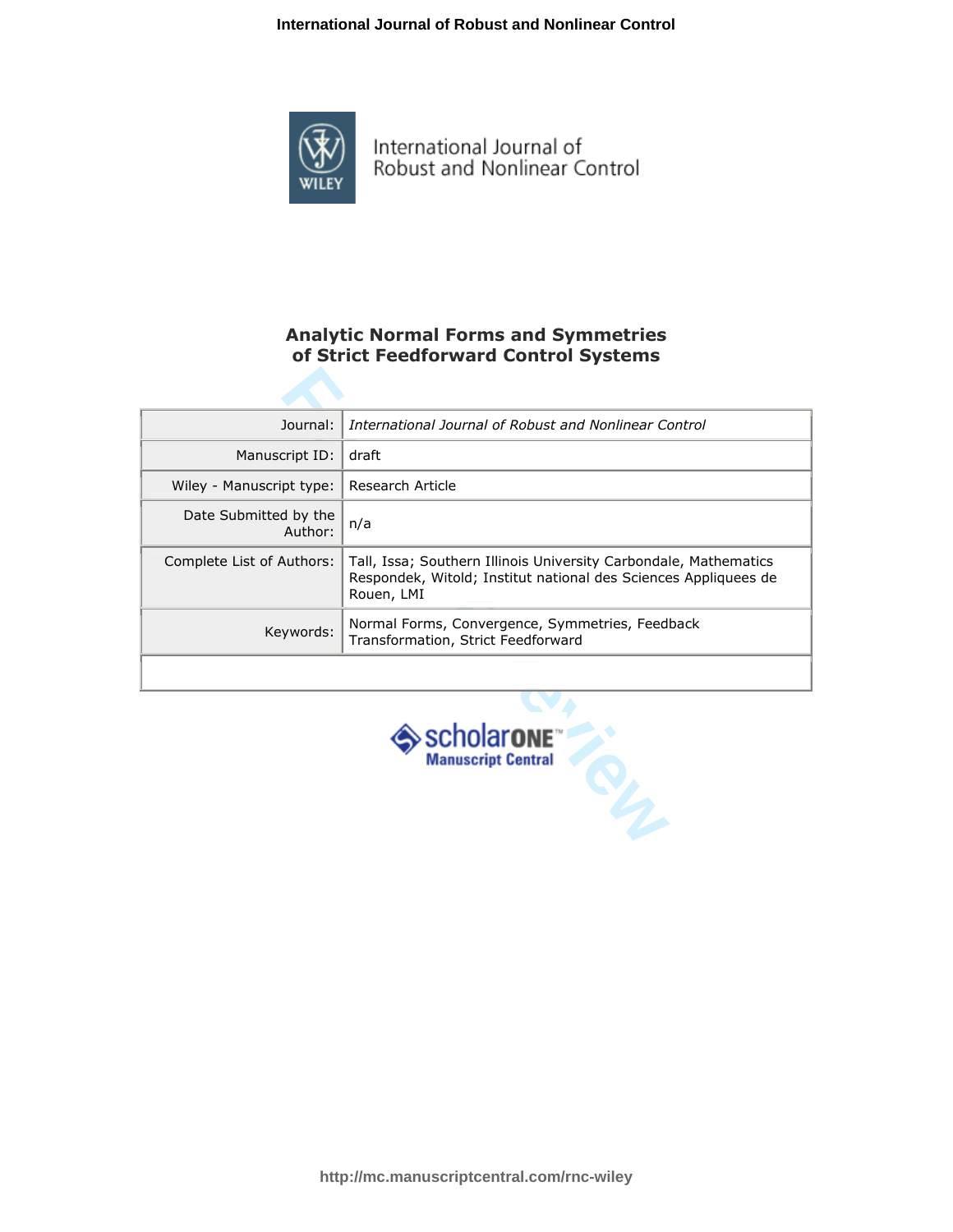# Analytic Normal Forms and Symmetries of Strict Feedforward Control Systems

| Journal: | *International Journal of Robust and Nonlinear Control* |
|---|---|
| Manuscript ID: | draft |
| Wiley - Manuscript type: | Research Article |
| Date Submitted by the Author: | n/a |
| Complete List of Authors: | Tall, Issa; Southern Illinois University Carbondale, Mathematics<br>Respondek, Witold; Institut national des Sciences Appliquees de Rouen, LMI |
| Keywords: | Normal Forms, Convergence, Symmetries, Feedback Transformation, Strict Feedforward |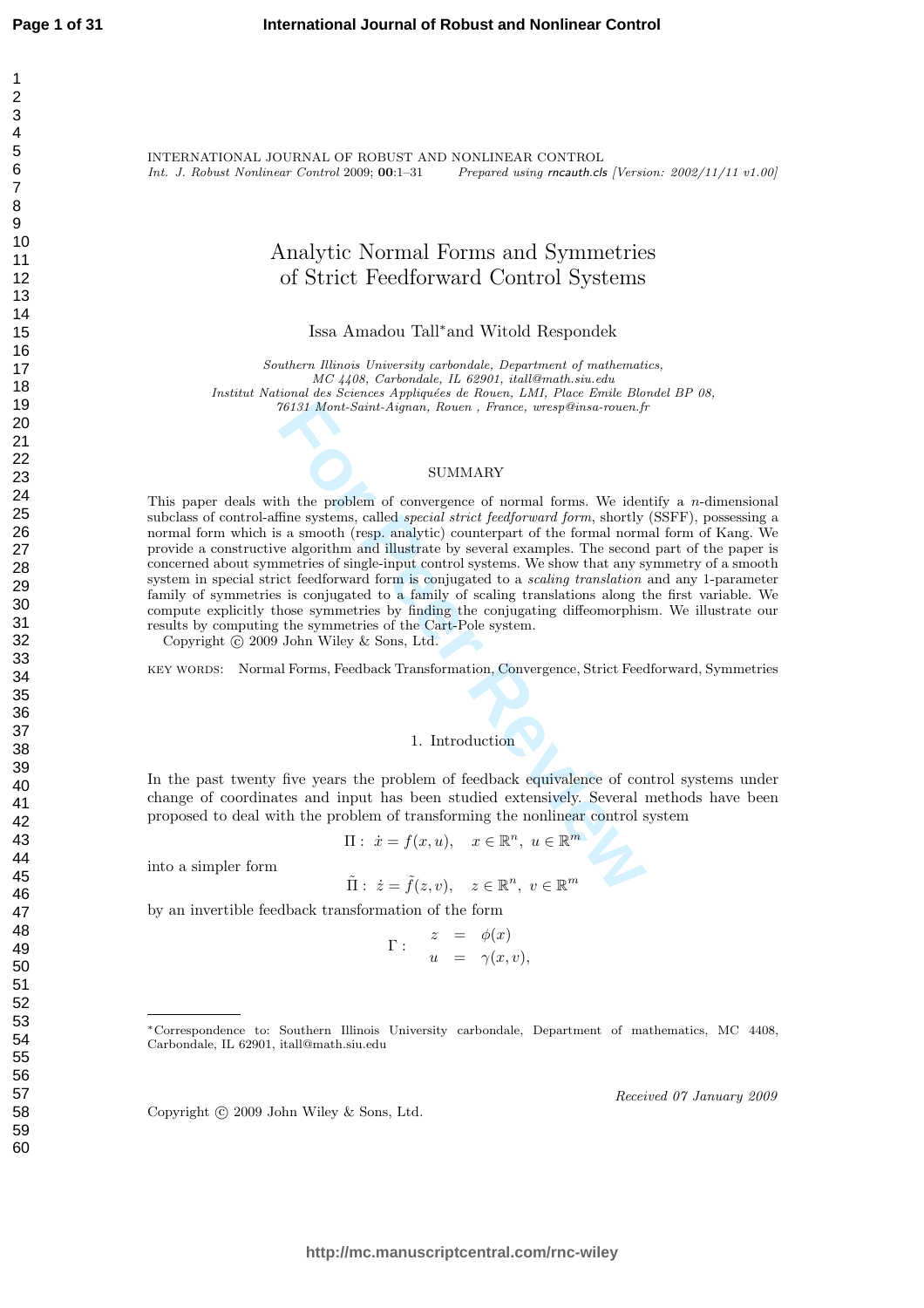INTERNATIONAL JOURNAL OF ROBUST AND NONLINEAR CONTROL
*Int. J. Robust Nonlinear Control* 2009; **00**:1–31 *Prepared using* rncauth.cls *[Version: 2002/11/11 v1.00]*

# Analytic Normal Forms and Symmetries of Strict Feedforward Control Systems

Issa Amadou Tall*and Witold Respondek

*Southern Illinois University carbondale, Department of mathematics, MC 4408, Carbondale, IL 62901, itall@math.siu.edu*
*Institut National des Sciences Appliquées de Rouen, LMI, Place Emile Blondel BP 08, 76131 Mont-Saint-Aignan, Rouen , France, wresp@insa-rouen.fr*

## SUMMARY

This paper deals with the problem of convergence of normal forms. We identify a $n$-dimensional subclass of control-affine systems, called *special strict feedforward form*, shortly (SSFF), possessing a normal form which is a smooth (resp. analytic) counterpart of the formal normal form of Kang. We provide a constructive algorithm and illustrate by several examples. The second part of the paper is concerned about symmetries of single-input control systems. We show that any symmetry of a smooth system in special strict feedforward form is conjugated to a *scaling translation* and any 1-parameter family of symmetries is conjugated to a family of scaling translations along the first variable. We compute explicitly those symmetries by finding the conjugating diffeomorphism. We illustrate our results by computing the symmetries of the Cart-Pole system.

Copyright © 2009 John Wiley & Sons, Ltd.

KEY WORDS: Normal Forms, Feedback Transformation, Convergence, Strict Feedforward, Symmetries

## 1. Introduction

In the past twenty five years the problem of feedback equivalence of control systems under change of coordinates and input has been studied extensively. Several methods have been proposed to deal with the problem of transforming the nonlinear control system

$$\Pi: \ \dot{x} = f(x, u), \quad x \in \mathbb{R}^n, \ u \in \mathbb{R}^m$$

into a simpler form

$$\tilde{\Pi}: \ \dot{z} = \tilde{f}(z, v), \quad z \in \mathbb{R}^n, \ v \in \mathbb{R}^m$$

by an invertible feedback transformation of the form

$$\Gamma: \quad \begin{array}{rcl} z & = & \phi(x) \\ u & = & \gamma(x, v), \end{array}$$

*Correspondence to: Southern Illinois University carbondale, Department of mathematics, MC 4408, Carbondale, IL 62901, itall@math.siu.edu

*Received 07 January 2009*

Copyright © 2009 John Wiley & Sons, Ltd.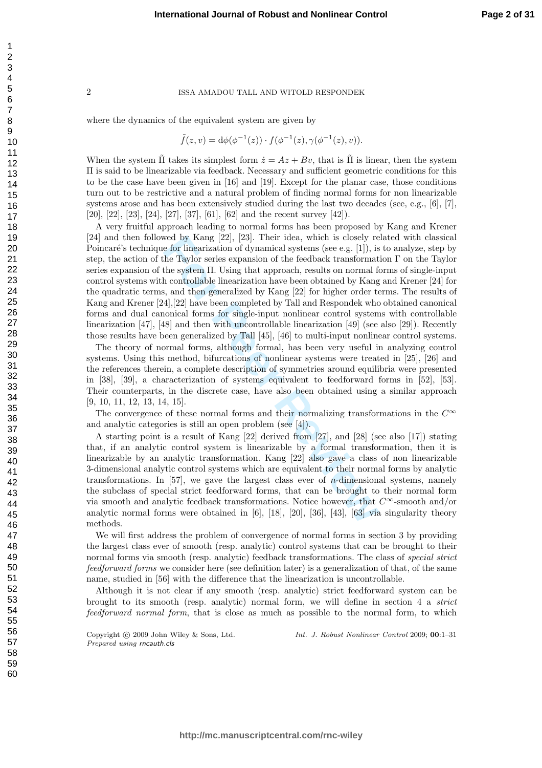where the dynamics of the equivalent system are given by

$$\tilde{f}(z,v) = \mathrm{d}\phi(\phi^{-1}(z)) \cdot f(\phi^{-1}(z), \gamma(\phi^{-1}(z), v)).$$

When the system $\tilde{\Pi}$ takes its simplest form $\dot{z} = Az + Bv$, that is $\tilde{\Pi}$ is linear, then the system $\Pi$ is said to be linearizable via feedback. Necessary and sufficient geometric conditions for this to be the case have been given in [16] and [19]. Except for the planar case, those conditions turn out to be restrictive and a natural problem of finding normal forms for non linearizable systems arose and has been extensively studied during the last two decades (see, e.g., [6], [7], [20], [22], [23], [24], [27], [37], [61], [62] and the recent survey [42]).

A very fruitful approach leading to normal forms has been proposed by Kang and Krener [24] and then followed by Kang [22], [23]. Their idea, which is closely related with classical Poincaré's technique for linearization of dynamical systems (see e.g. [1]), is to analyze, step by step, the action of the Taylor series expansion of the feedback transformation $\Gamma$ on the Taylor series expansion of the system $\Pi$. Using that approach, results on normal forms of single-input control systems with controllable linearization have been obtained by Kang and Krener [24] for the quadratic terms, and then generalized by Kang [22] for higher order terms. The results of Kang and Krener [24],[22] have been completed by Tall and Respondek who obtained canonical forms and dual canonical forms for single-input nonlinear control systems with controllable linearization [47], [48] and then with uncontrollable linearization [49] (see also [29]). Recently those results have been generalized by Tall [45], [46] to multi-input nonlinear control systems.

The theory of normal forms, although formal, has been very useful in analyzing control systems. Using this method, bifurcations of nonlinear systems were treated in [25], [26] and the references therein, a complete description of symmetries around equilibria were presented in [38], [39], a characterization of systems equivalent to feedforward forms in [52], [53]. Their counterparts, in the discrete case, have also been obtained using a similar approach [9, 10, 11, 12, 13, 14, 15].

The convergence of these normal forms and their normalizing transformations in the $C^\infty$ and analytic categories is still an open problem (see [4]).

A starting point is a result of Kang [22] derived from [27], and [28] (see also [17]) stating that, if an analytic control system is linearizable by a formal transformation, then it is linearizable by an analytic transformation. Kang [22] also gave a class of non linearizable 3-dimensional analytic control systems which are equivalent to their normal forms by analytic transformations. In [57], we gave the largest class ever of $n$-dimensional systems, namely the subclass of special strict feedforward forms, that can be brought to their normal form via smooth and analytic feedback transformations. Notice however, that $C^\infty$-smooth and/or analytic normal forms were obtained in [6], [18], [20], [36], [43], [63] via singularity theory methods.

We will first address the problem of convergence of normal forms in section 3 by providing the largest class ever of smooth (resp. analytic) control systems that can be brought to their normal forms via smooth (resp. analytic) feedback transformations. The class of *special strict feedforward forms* we consider here (see definition later) is a generalization of that, of the same name, studied in [56] with the difference that the linearization is uncontrollable.

Although it is not clear if any smooth (resp. analytic) strict feedforward system can be brought to its smooth (resp. analytic) normal form, we will define in section 4 a *strict feedforward normal form*, that is close as much as possible to the normal form, to which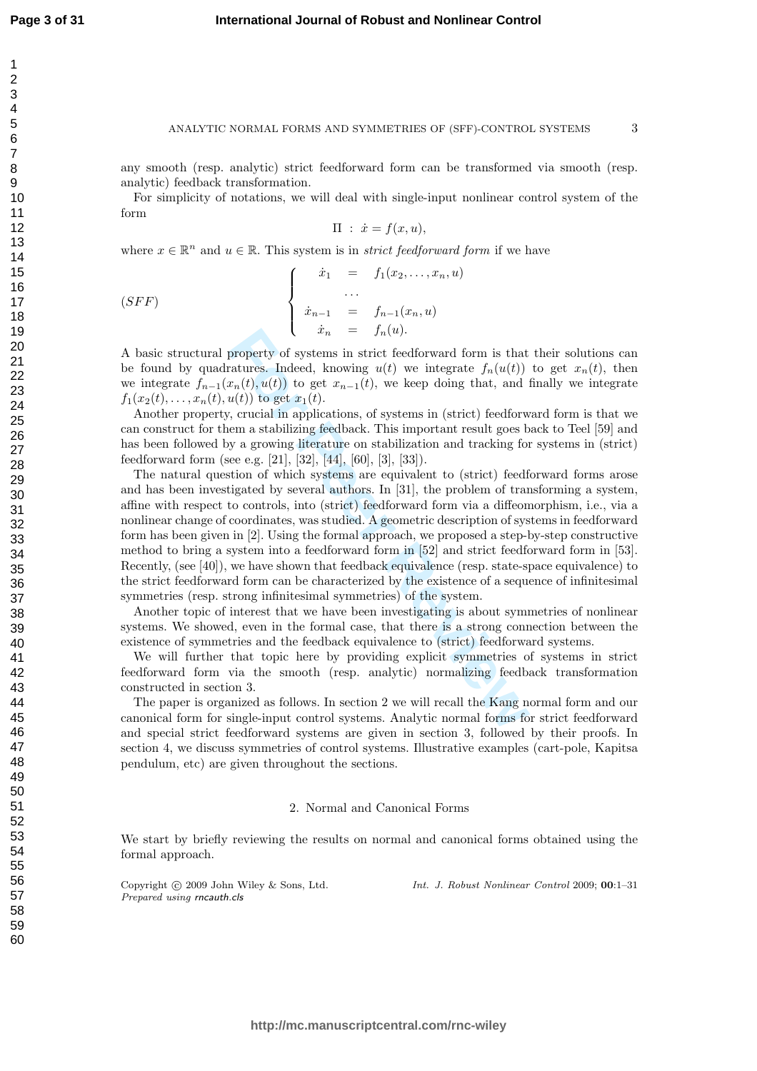any smooth (resp. analytic) strict feedforward form can be transformed via smooth (resp. analytic) feedback transformation.

For simplicity of notations, we will deal with single-input nonlinear control system of the form

$$\Pi \ : \ \dot{x} = f(x, u),$$

where $x \in \mathbb{R}^n$ and $u \in \mathbb{R}$. This system is in *strict feedforward form* if we have

$$(SFF) \qquad \left\{ \begin{array}{rcl} \dot{x}_1 & = & f_1(x_2, \ldots, x_n, u) \\ & \ldots & \\ \dot{x}_{n-1} & = & f_{n-1}(x_n, u) \\ \dot{x}_n & = & f_n(u). \end{array} \right.$$

A basic structural property of systems in strict feedforward form is that their solutions can be found by quadratures. Indeed, knowing $u(t)$ we integrate $f_n(u(t))$ to get $x_n(t)$, then we integrate $f_{n-1}(x_n(t), u(t))$ to get $x_{n-1}(t)$, we keep doing that, and finally we integrate $f_1(x_2(t), \ldots, x_n(t), u(t))$ to get $x_1(t)$.

Another property, crucial in applications, of systems in (strict) feedforward form is that we can construct for them a stabilizing feedback. This important result goes back to Teel [59] and has been followed by a growing literature on stabilization and tracking for systems in (strict) feedforward form (see e.g. [21], [32], [44], [60], [3], [33]).

The natural question of which systems are equivalent to (strict) feedforward forms arose and has been investigated by several authors. In [31], the problem of transforming a system, affine with respect to controls, into (strict) feedforward form via a diffeomorphism, i.e., via a nonlinear change of coordinates, was studied. A geometric description of systems in feedforward form has been given in [2]. Using the formal approach, we proposed a step-by-step constructive method to bring a system into a feedforward form in [52] and strict feedforward form in [53]. Recently, (see [40]), we have shown that feedback equivalence (resp. state-space equivalence) to the strict feedforward form can be characterized by the existence of a sequence of infinitesimal symmetries (resp. strong infinitesimal symmetries) of the system.

Another topic of interest that we have been investigating is about symmetries of nonlinear systems. We showed, even in the formal case, that there is a strong connection between the existence of symmetries and the feedback equivalence to (strict) feedforward systems.

We will further that topic here by providing explicit symmetries of systems in strict feedforward form via the smooth (resp. analytic) normalizing feedback transformation constructed in section 3.

The paper is organized as follows. In section 2 we will recall the Kang normal form and our canonical form for single-input control systems. Analytic normal forms for strict feedforward and special strict feedforward systems are given in section 3, followed by their proofs. In section 4, we discuss symmetries of control systems. Illustrative examples (cart-pole, Kapitsa pendulum, etc) are given throughout the sections.

## 2. Normal and Canonical Forms

We start by briefly reviewing the results on normal and canonical forms obtained using the formal approach.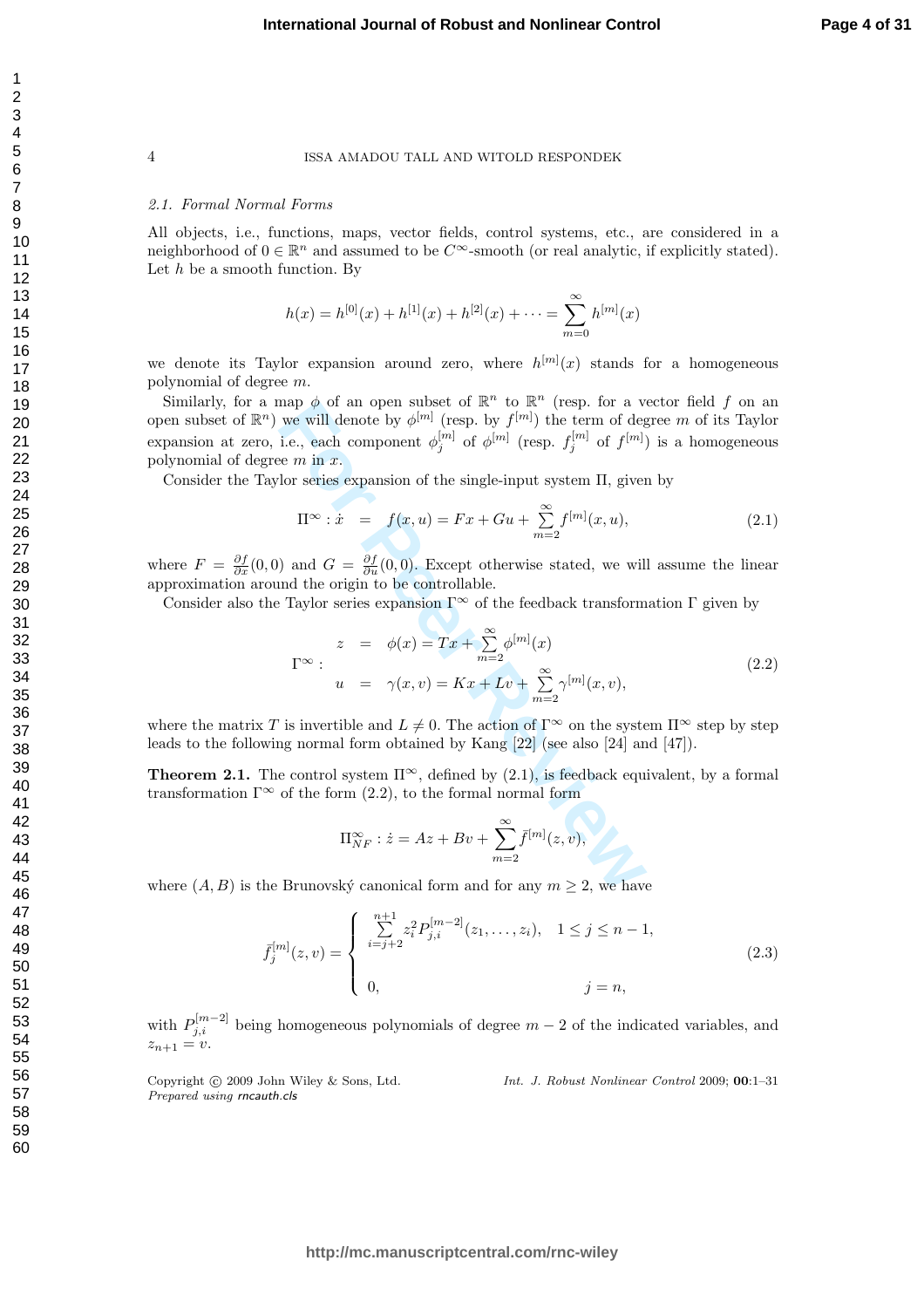### 2.1. Formal Normal Forms

All objects, i.e., functions, maps, vector fields, control systems, etc., are considered in a neighborhood of $0 \in \mathbb{R}^n$ and assumed to be $C^\infty$-smooth (or real analytic, if explicitly stated). Let $h$ be a smooth function. By

$$h(x) = h^{[0]}(x) + h^{[1]}(x) + h^{[2]}(x) + \cdots = \sum_{m=0}^{\infty} h^{[m]}(x)$$

we denote its Taylor expansion around zero, where $h^{[m]}(x)$ stands for a homogeneous polynomial of degree $m$.

Similarly, for a map $\phi$ of an open subset of $\mathbb{R}^n$ to $\mathbb{R}^n$ (resp. for a vector field $f$ on an open subset of $\mathbb{R}^n$) we will denote by $\phi^{[m]}$ (resp. by $f^{[m]}$) the term of degree $m$ of its Taylor expansion at zero, i.e., each component $\phi_j^{[m]}$ of $\phi^{[m]}$ (resp. $f_j^{[m]}$ of $f^{[m]}$) is a homogeneous polynomial of degree $m$ in $x$.

Consider the Taylor series expansion of the single-input system $\Pi$, given by

$$\Pi^\infty : \dot{x} \;=\; f(x, u) = Fx + Gu + \sum_{m=2}^{\infty} f^{[m]}(x, u), \tag{2.1}$$

where $F = \frac{\partial f}{\partial x}(0, 0)$ and $G = \frac{\partial f}{\partial u}(0, 0)$. Except otherwise stated, we will assume the linear approximation around the origin to be controllable.

Consider also the Taylor series expansion $\Gamma^\infty$ of the feedback transformation $\Gamma$ given by

$$\Gamma^\infty : \begin{array}{rcl} z &=& \phi(x) = Tx + \sum_{m=2}^{\infty} \phi^{[m]}(x) \\ u &=& \gamma(x, v) = Kx + Lv + \sum_{m=2}^{\infty} \gamma^{[m]}(x, v), \end{array} \tag{2.2}$$

where the matrix $T$ is invertible and $L \neq 0$. The action of $\Gamma^\infty$ on the system $\Pi^\infty$ step by step leads to the following normal form obtained by Kang [22] (see also [24] and [47]).

**Theorem 2.1.** The control system $\Pi^\infty$, defined by (2.1), is feedback equivalent, by a formal transformation $\Gamma^\infty$ of the form (2.2), to the formal normal form

$$\Pi^\infty_{NF} : \dot{z} = Az + Bv + \sum_{m=2}^{\infty} \bar{f}^{[m]}(z, v),$$

where $(A, B)$ is the Brunovský canonical form and for any $m \geq 2$, we have

$$\bar{f}_j^{[m]}(z, v) = \begin{cases} \sum_{i=j+2}^{n+1} z_i^2 P_{j,i}^{[m-2]}(z_1, \ldots, z_i), & 1 \leq j \leq n-1, \\ 0, & j = n, \end{cases} \tag{2.3}$$

with $P_{j,i}^{[m-2]}$ being homogeneous polynomials of degree $m-2$ of the indicated variables, and $z_{n+1} = v$.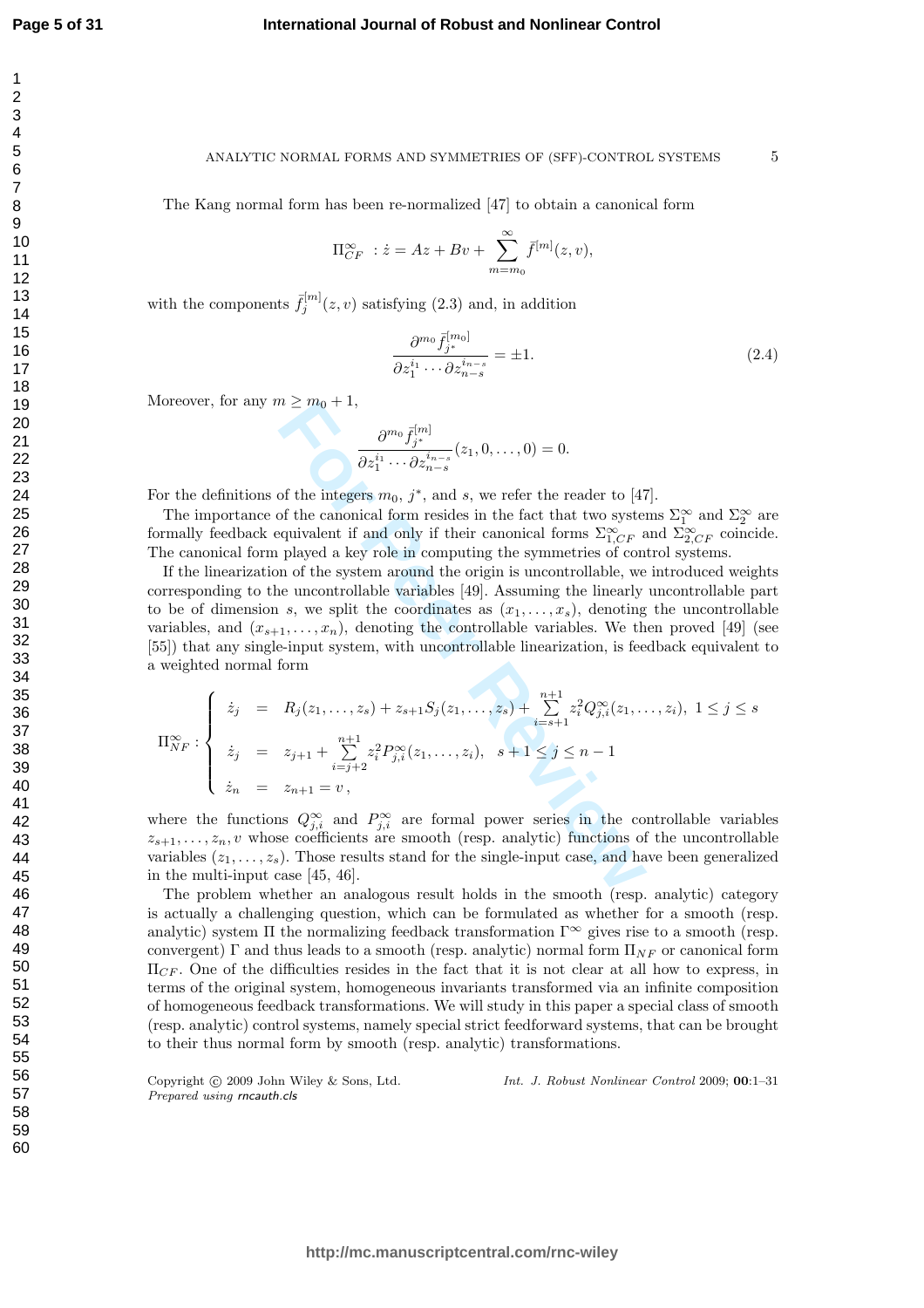The Kang normal form has been re-normalized [47] to obtain a canonical form

$$\Pi^{\infty}_{CF} \ : \dot{z} = Az + Bv + \sum_{m=m_0}^{\infty} \bar{f}^{[m]}(z, v),$$

with the components $\bar{f}^{[m]}_j(z, v)$ satisfying (2.3) and, in addition

$$\frac{\partial^{m_0} \bar{f}^{[m_0]}_{j^*}}{\partial z_1^{i_1} \cdots \partial z_{n-s}^{i_{n-s}}} = \pm 1. \tag{2.4}$$

Moreover, for any $m \geq m_0 + 1$,

$$\frac{\partial^{m_0} \bar{f}^{[m]}_{j^*}}{\partial z_1^{i_1} \cdots \partial z_{n-s}^{i_{n-s}}}(z_1, 0, \ldots, 0) = 0.$$

For the definitions of the integers $m_0$, $j^*$, and $s$, we refer the reader to [47].

The importance of the canonical form resides in the fact that two systems $\Sigma^{\infty}_1$ and $\Sigma^{\infty}_2$ are formally feedback equivalent if and only if their canonical forms $\Sigma^{\infty}_{1,CF}$ and $\Sigma^{\infty}_{2,CF}$ coincide. The canonical form played a key role in computing the symmetries of control systems.

If the linearization of the system around the origin is uncontrollable, we introduced weights corresponding to the uncontrollable variables [49]. Assuming the linearly uncontrollable part to be of dimension $s$, we split the coordinates as $(x_1, \ldots, x_s)$, denoting the uncontrollable variables, and $(x_{s+1}, \ldots, x_n)$, denoting the controllable variables. We then proved [49] (see [55]) that any single-input system, with uncontrollable linearization, is feedback equivalent to a weighted normal form

$$\Pi^{\infty}_{NF} : \begin{cases} \dot{z}_j &= R_j(z_1, \ldots, z_s) + z_{s+1} S_j(z_1, \ldots, z_s) + \sum\limits_{i=s+1}^{n+1} z_i^2 Q^{\infty}_{j,i}(z_1, \ldots, z_i), \ 1 \leq j \leq s \\ \dot{z}_j &= z_{j+1} + \sum\limits_{i=j+2}^{n+1} z_i^2 P^{\infty}_{j,i}(z_1, \ldots, z_i), \quad s+1 \leq j \leq n-1 \\ \dot{z}_n &= z_{n+1} = v\,, \end{cases}$$

where the functions $Q^{\infty}_{j,i}$ and $P^{\infty}_{j,i}$ are formal power series in the controllable variables $z_{s+1}, \ldots, z_n, v$ whose coefficients are smooth (resp. analytic) functions of the uncontrollable variables $(z_1, \ldots, z_s)$. Those results stand for the single-input case, and have been generalized in the multi-input case [45, 46].

The problem whether an analogous result holds in the smooth (resp. analytic) category is actually a challenging question, which can be formulated as whether for a smooth (resp. analytic) system $\Pi$ the normalizing feedback transformation $\Gamma^{\infty}$ gives rise to a smooth (resp. convergent) $\Gamma$ and thus leads to a smooth (resp. analytic) normal form $\Pi_{NF}$ or canonical form $\Pi_{CF}$. One of the difficulties resides in the fact that it is not clear at all how to express, in terms of the original system, homogeneous invariants transformed via an infinite composition of homogeneous feedback transformations. We will study in this paper a special class of smooth (resp. analytic) control systems, namely special strict feedforward systems, that can be brought to their thus normal form by smooth (resp. analytic) transformations.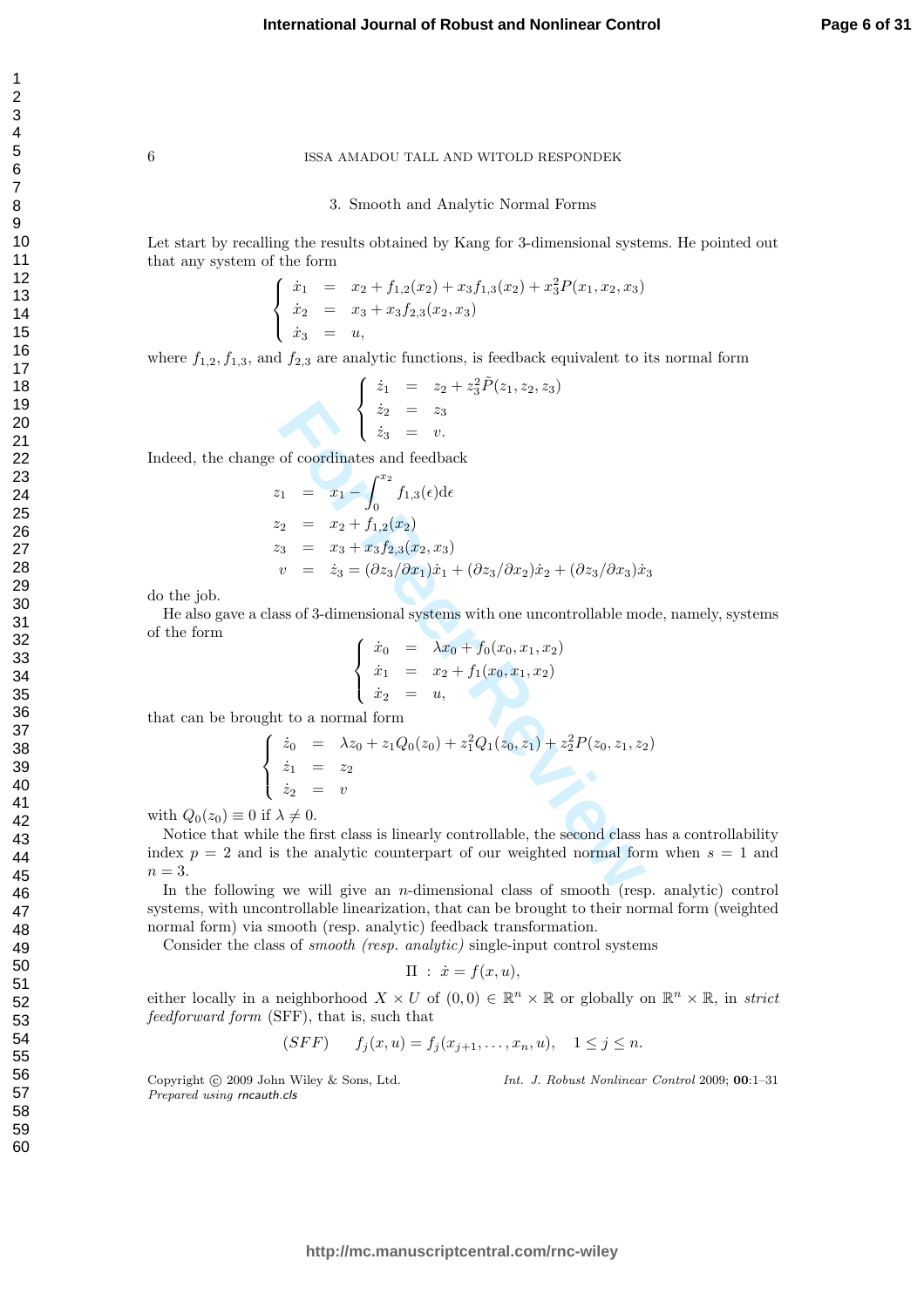## 3. Smooth and Analytic Normal Forms

Let start by recalling the results obtained by Kang for 3-dimensional systems. He pointed out that any system of the form

$$
\begin{cases}
\dot{x}_1 &= x_2 + f_{1,2}(x_2) + x_3 f_{1,3}(x_2) + x_3^2 P(x_1, x_2, x_3) \\
\dot{x}_2 &= x_3 + x_3 f_{2,3}(x_2, x_3) \\
\dot{x}_3 &= u,
\end{cases}
$$

where $f_{1,2}, f_{1,3}$, and $f_{2,3}$ are analytic functions, is feedback equivalent to its normal form

$$
\begin{cases}
\dot{z}_1 &= z_2 + z_3^2 \tilde{P}(z_1, z_2, z_3) \\
\dot{z}_2 &= z_3 \\
\dot{z}_3 &= v.
\end{cases}
$$

Indeed, the change of coordinates and feedback

$$
\begin{aligned}
z_1 &= x_1 - \int_0^{x_2} f_{1,3}(\epsilon) \mathrm{d}\epsilon \\
z_2 &= x_2 + f_{1,2}(x_2) \\
z_3 &= x_3 + x_3 f_{2,3}(x_2, x_3) \\
v &= \dot{z}_3 = (\partial z_3/\partial x_1)\dot{x}_1 + (\partial z_3/\partial x_2)\dot{x}_2 + (\partial z_3/\partial x_3)\dot{x}_3
\end{aligned}
$$

do the job.

He also gave a class of 3-dimensional systems with one uncontrollable mode, namely, systems of the form

$$
\begin{cases}
\dot{x}_0 &= \lambda x_0 + f_0(x_0, x_1, x_2) \\
\dot{x}_1 &= x_2 + f_1(x_0, x_1, x_2) \\
\dot{x}_2 &= u,
\end{cases}
$$

that can be brought to a normal form

$$
\begin{cases}
\dot{z}_0 &= \lambda z_0 + z_1 Q_0(z_0) + z_1^2 Q_1(z_0, z_1) + z_2^2 P(z_0, z_1, z_2) \\
\dot{z}_1 &= z_2 \\
\dot{z}_2 &= v
\end{cases}
$$

with $Q_0(z_0) \equiv 0$ if $\lambda \neq 0$.

Notice that while the first class is linearly controllable, the second class has a controllability index $p = 2$ and is the analytic counterpart of our weighted normal form when $s = 1$ and $n = 3$.

In the following we will give an $n$-dimensional class of smooth (resp. analytic) control systems, with uncontrollable linearization, that can be brought to their normal form (weighted normal form) via smooth (resp. analytic) feedback transformation.

Consider the class of *smooth (resp. analytic)* single-input control systems

$$
\Pi \ : \ \dot{x} = f(x, u),
$$

either locally in a neighborhood $X \times U$ of $(0,0) \in \mathbb{R}^n \times \mathbb{R}$ or globally on $\mathbb{R}^n \times \mathbb{R}$, in *strict feedforward form* (SFF), that is, such that

$$
(SFF) \qquad f_j(x, u) = f_j(x_{j+1}, \ldots, x_n, u), \quad 1 \leq j \leq n.
$$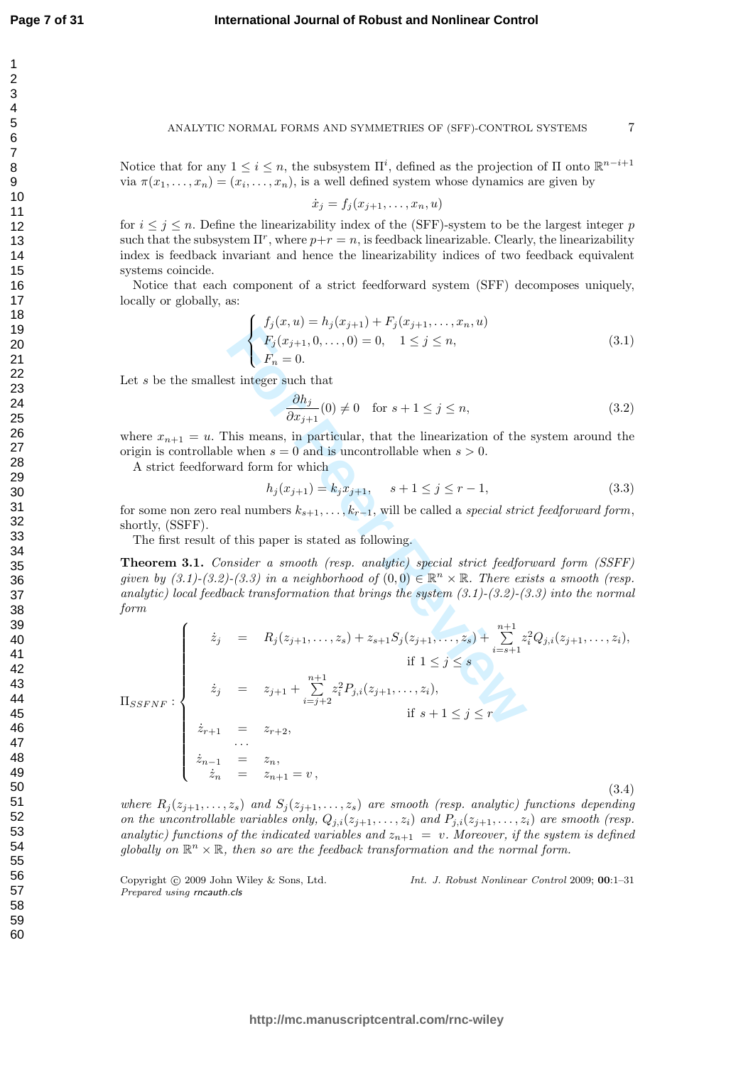Notice that for any $1 \leq i \leq n$, the subsystem $\Pi^i$, defined as the projection of $\Pi$ onto $\mathbb{R}^{n-i+1}$ via $\pi(x_1, \ldots, x_n) = (x_i, \ldots, x_n)$, is a well defined system whose dynamics are given by

$$\dot{x}_j = f_j(x_{j+1}, \ldots, x_n, u)$$

for $i \leq j \leq n$. Define the linearizability index of the (SFF)-system to be the largest integer $p$ such that the subsystem $\Pi^r$, where $p+r = n$, is feedback linearizable. Clearly, the linearizability index is feedback invariant and hence the linearizability indices of two feedback equivalent systems coincide.

Notice that each component of a strict feedforward system (SFF) decomposes uniquely, locally or globally, as:

$$\begin{cases} f_j(x, u) = h_j(x_{j+1}) + F_j(x_{j+1}, \ldots, x_n, u) \\ F_j(x_{j+1}, 0, \ldots, 0) = 0, \quad 1 \leq j \leq n, \\ F_n = 0. \end{cases} \tag{3.1}$$

Let $s$ be the smallest integer such that

$$\frac{\partial h_j}{\partial x_{j+1}}(0) \neq 0 \quad \text{for } s+1 \leq j \leq n, \tag{3.2}$$

where $x_{n+1} = u$. This means, in particular, that the linearization of the system around the origin is controllable when $s = 0$ and is uncontrollable when $s > 0$.

A strict feedforward form for which

$$h_j(x_{j+1}) = k_j x_{j+1}, \quad s+1 \leq j \leq r-1, \tag{3.3}$$

for some non zero real numbers $k_{s+1}, \ldots, k_{r-1}$, will be called a *special strict feedforward form*, shortly, (SSFF).

The first result of this paper is stated as following.

**Theorem 3.1.** *Consider a smooth (resp. analytic) special strict feedforward form (SSFF) given by (3.1)-(3.2)-(3.3) in a neighborhood of $(0,0) \in \mathbb{R}^n \times \mathbb{R}$. There exists a smooth (resp. analytic) local feedback transformation that brings the system (3.1)-(3.2)-(3.3) into the normal form*

$$\Pi_{SSFNF} : \begin{cases} \dot{z}_j = R_j(z_{j+1}, \ldots, z_s) + z_{s+1} S_j(z_{j+1}, \ldots, z_s) + \sum\limits_{i=s+1}^{n+1} z_i^2 Q_{j,i}(z_{j+1}, \ldots, z_i), \\ \qquad\qquad \text{if } 1 \leq j \leq s \\ \dot{z}_j = z_{j+1} + \sum\limits_{i=j+2}^{n+1} z_i^2 P_{j,i}(z_{j+1}, \ldots, z_i), \\ \qquad\qquad \text{if } s+1 \leq j \leq r \\ \dot{z}_{r+1} = z_{r+2}, \\ \quad \cdots \\ \dot{z}_{n-1} = z_n, \\ \dot{z}_n = z_{n+1} = v, \end{cases} \tag{3.4}$$

*where $R_j(z_{j+1}, \ldots, z_s)$ and $S_j(z_{j+1}, \ldots, z_s)$ are smooth (resp. analytic) functions depending on the uncontrollable variables only, $Q_{j,i}(z_{j+1}, \ldots, z_i)$ and $P_{j,i}(z_{j+1}, \ldots, z_i)$ are smooth (resp. analytic) functions of the indicated variables and $z_{n+1} = v$. Moreover, if the system is defined globally on $\mathbb{R}^n \times \mathbb{R}$, then so are the feedback transformation and the normal form.*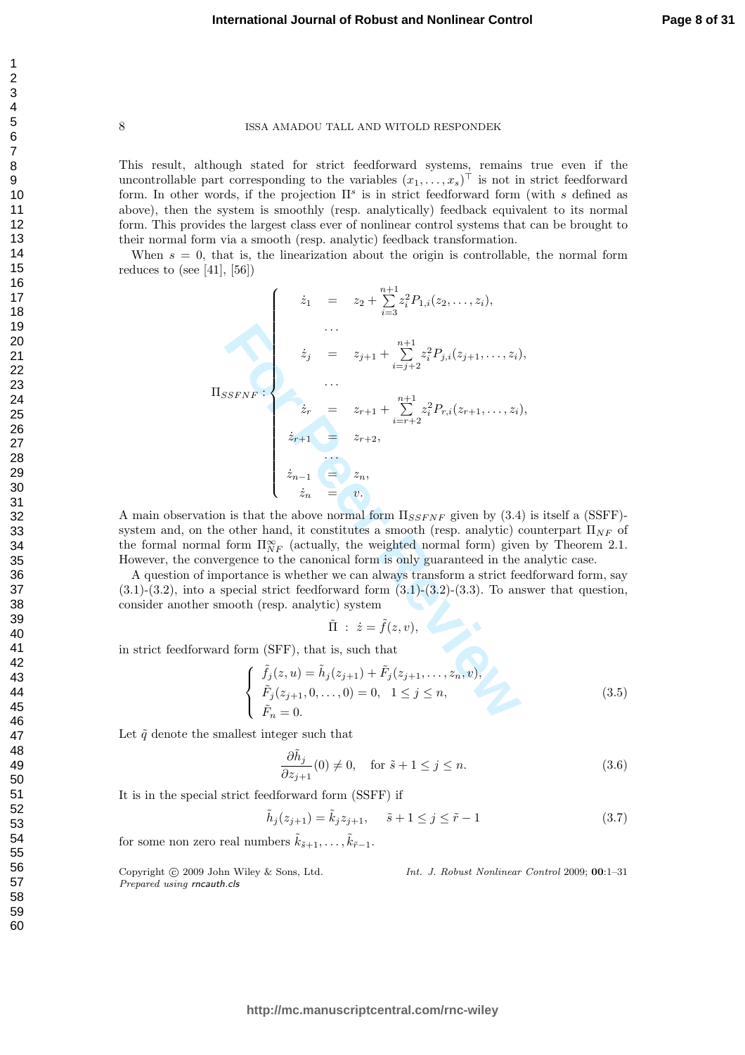This result, although stated for strict feedforward systems, remains true even if the uncontrollable part corresponding to the variables $(x_1, \ldots, x_s)^\top$ is not in strict feedforward form. In other words, if the projection $\Pi^s$ is in strict feedforward form (with $s$ defined as above), then the system is smoothly (resp. analytically) feedback equivalent to its normal form. This provides the largest class ever of nonlinear control systems that can be brought to their normal form via a smooth (resp. analytic) feedback transformation.

When $s = 0$, that is, the linearization about the origin is controllable, the normal form reduces to (see [41], [56])

$$
\Pi_{SSFNF} : \left\{
\begin{array}{rcl}
\dot{z}_1 & = & z_2 + \sum\limits_{i=3}^{n+1} z_i^2 P_{1,i}(z_2, \ldots, z_i), \\
 & \cdots & \\
\dot{z}_j & = & z_{j+1} + \sum\limits_{i=j+2}^{n+1} z_i^2 P_{j,i}(z_{j+1}, \ldots, z_i), \\
 & \cdots & \\
\dot{z}_r & = & z_{r+1} + \sum\limits_{i=r+2}^{n+1} z_i^2 P_{r,i}(z_{r+1}, \ldots, z_i), \\
\dot{z}_{r+1} & = & z_{r+2}, \\
 & \cdots & \\
\dot{z}_{n-1} & = & z_n, \\
\dot{z}_n & = & v.
\end{array}
\right.
$$

A main observation is that the above normal form $\Pi_{SSFNF}$ given by (3.4) is itself a (SSFF)-system and, on the other hand, it constitutes a smooth (resp. analytic) counterpart $\Pi_{NF}$ of the formal normal form $\Pi_{NF}^{\infty}$ (actually, the weighted normal form) given by Theorem 2.1. However, the convergence to the canonical form is only guaranteed in the analytic case.

A question of importance is whether we can always transform a strict feedforward form, say (3.1)-(3.2), into a special strict feedforward form (3.1)-(3.2)-(3.3). To answer that question, consider another smooth (resp. analytic) system

$$
\tilde{\Pi} \ : \ \dot{z} = \tilde{f}(z, v),
$$

in strict feedforward form (SFF), that is, such that

$$
\left\{
\begin{array}{l}
\tilde{f}_j(z, u) = \tilde{h}_j(z_{j+1}) + \tilde{F}_j(z_{j+1}, \ldots, z_n, v), \\
\tilde{F}_j(z_{j+1}, 0, \ldots, 0) = 0, \quad 1 \leq j \leq n, \\
\tilde{F}_n = 0.
\end{array}
\right. \tag{3.5}
$$

Let $\tilde{q}$ denote the smallest integer such that

$$
\frac{\partial \tilde{h}_j}{\partial z_{j+1}}(0) \neq 0, \quad \text{for } \tilde{s} + 1 \leq j \leq n. \tag{3.6}
$$

It is in the special strict feedforward form (SSFF) if

$$
\tilde{h}_j(z_{j+1}) = \tilde{k}_j z_{j+1}, \quad \tilde{s} + 1 \leq j \leq \tilde{r} - 1 \tag{3.7}
$$

for some non zero real numbers $\tilde{k}_{\tilde{s}+1}, \ldots, \tilde{k}_{\tilde{r}-1}$.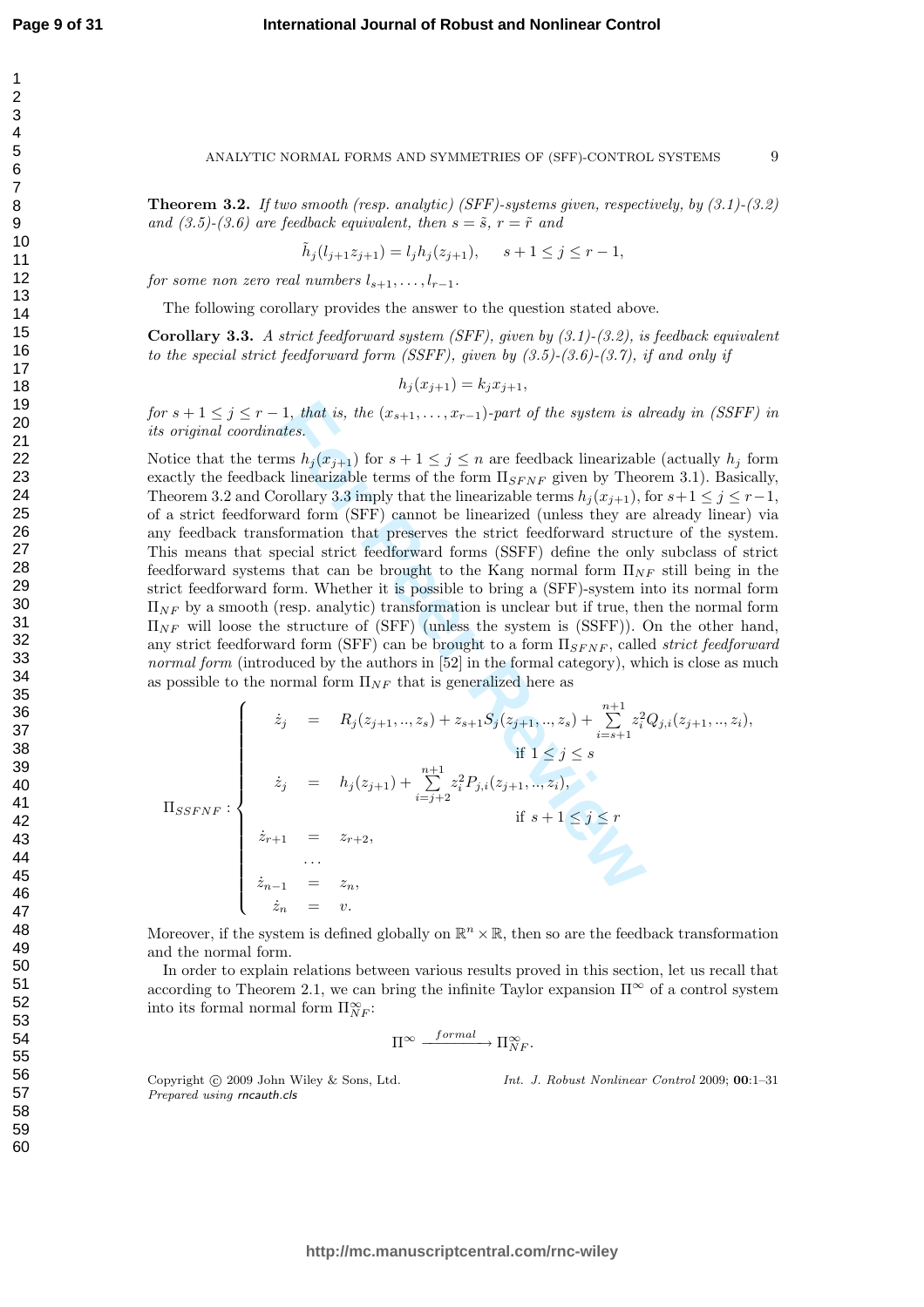**Theorem 3.2.** *If two smooth (resp. analytic) (SFF)-systems given, respectively, by (3.1)-(3.2) and (3.5)-(3.6) are feedback equivalent, then* $s = \tilde{s}$, $r = \tilde{r}$ *and*

$$\tilde{h}_j(l_{j+1}z_{j+1}) = l_j h_j(z_{j+1}), \quad s+1 \leq j \leq r-1,$$

*for some non zero real numbers* $l_{s+1}, \ldots, l_{r-1}$.

The following corollary provides the answer to the question stated above.

**Corollary 3.3.** *A strict feedforward system (SFF), given by (3.1)-(3.2), is feedback equivalent to the special strict feedforward form (SSFF), given by (3.5)-(3.6)-(3.7), if and only if*

$$h_j(x_{j+1}) = k_j x_{j+1},$$

*for* $s+1 \leq j \leq r-1$, *that is, the* $(x_{s+1}, \ldots, x_{r-1})$*-part of the system is already in (SSFF) in its original coordinates.*

Notice that the terms $h_j(x_{j+1})$ for $s+1 \leq j \leq n$ are feedback linearizable (actually $h_j$ form exactly the feedback linearizable terms of the form $\Pi_{SFNF}$ given by Theorem 3.1). Basically, Theorem 3.2 and Corollary 3.3 imply that the linearizable terms $h_j(x_{j+1})$, for $s+1 \leq j \leq r-1$, of a strict feedforward form (SFF) cannot be linearized (unless they are already linear) via any feedback transformation that preserves the strict feedforward structure of the system. This means that special strict feedforward forms (SSFF) define the only subclass of strict feedforward systems that can be brought to the Kang normal form $\Pi_{NF}$ still being in the strict feedforward form. Whether it is possible to bring a (SFF)-system into its normal form $\Pi_{NF}$ by a smooth (resp. analytic) transformation is unclear but if true, then the normal form $\Pi_{NF}$ will loose the structure of (SFF) (unless the system is (SSFF)). On the other hand, any strict feedforward form (SFF) can be brought to a form $\Pi_{SFNF}$, called *strict feedforward normal form* (introduced by the authors in [52] in the formal category), which is close as much as possible to the normal form $\Pi_{NF}$ that is generalized here as

$$\Pi_{SSFNF}: \begin{cases} \dot{z}_j &= R_j(z_{j+1}, .., z_s) + z_{s+1}S_j(z_{j+1}, .., z_s) + \sum\limits_{i=s+1}^{n+1} z_i^2 Q_{j,i}(z_{j+1}, .., z_i), \\ & \qquad \text{if } 1 \leq j \leq s \\ \dot{z}_j &= h_j(z_{j+1}) + \sum\limits_{i=j+2}^{n+1} z_i^2 P_{j,i}(z_{j+1}, .., z_i), \\ & \qquad \text{if } s+1 \leq j \leq r \\ \dot{z}_{r+1} &= z_{r+2}, \\ & \ldots \\ \dot{z}_{n-1} &= z_n, \\ \dot{z}_n &= v. \end{cases}$$

Moreover, if the system is defined globally on $\mathbb{R}^n \times \mathbb{R}$, then so are the feedback transformation and the normal form.

In order to explain relations between various results proved in this section, let us recall that according to Theorem 2.1, we can bring the infinite Taylor expansion $\Pi^\infty$ of a control system into its formal normal form $\Pi^\infty_{NF}$:

$$\Pi^\infty \xrightarrow{formal} \Pi^\infty_{NF}.$$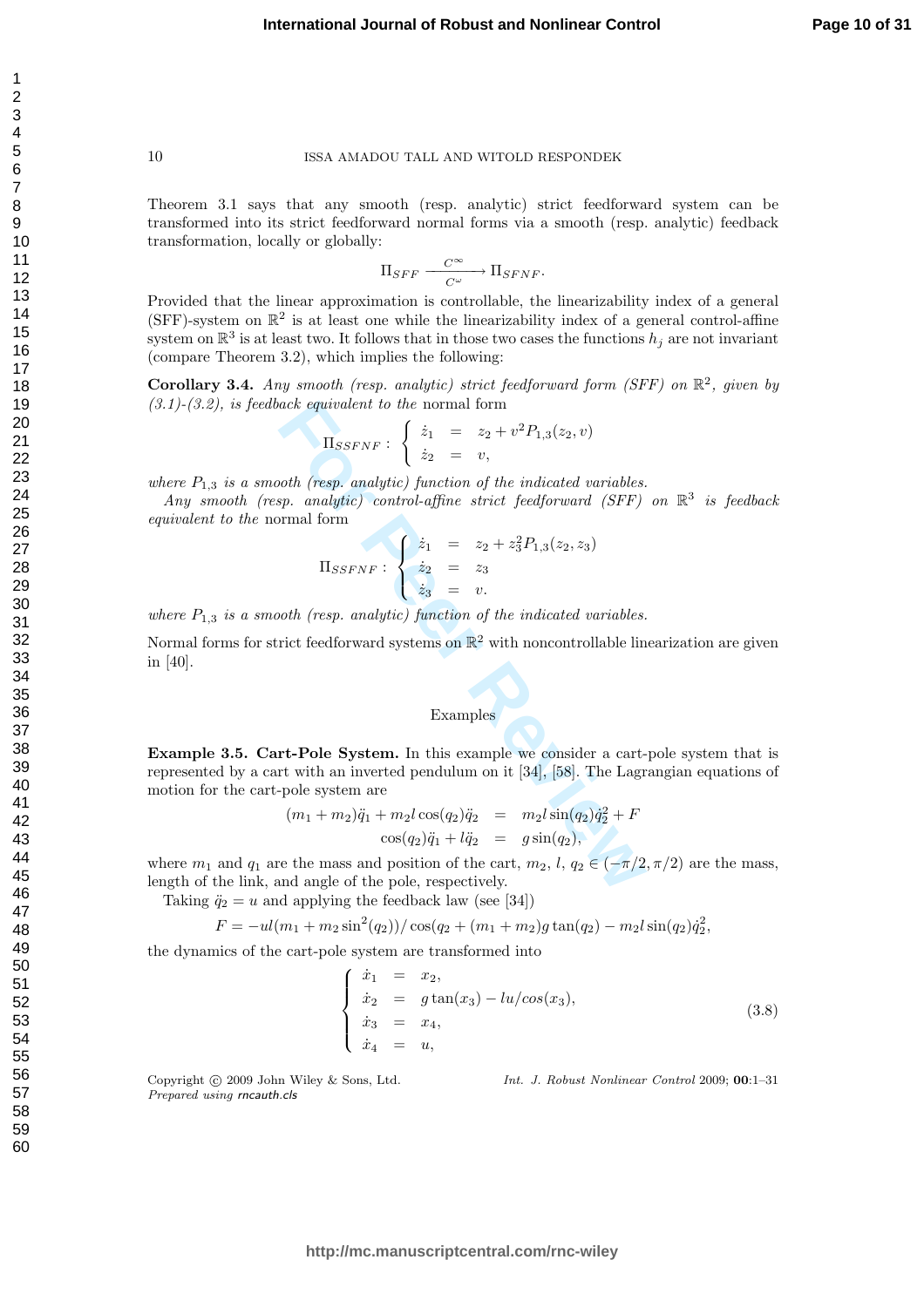Theorem 3.1 says that any smooth (resp. analytic) strict feedforward system can be transformed into its strict feedforward normal forms via a smooth (resp. analytic) feedback transformation, locally or globally:

$$\Pi_{SFF} \xrightarrow[C^\omega]{C^\infty} \Pi_{SFNF}.$$

Provided that the linear approximation is controllable, the linearizability index of a general (SFF)-system on $\mathbb{R}^2$ is at least one while the linearizability index of a general control-affine system on $\mathbb{R}^3$ is at least two. It follows that in those two cases the functions $h_j$ are not invariant (compare Theorem 3.2), which implies the following:

**Corollary 3.4.** *Any smooth (resp. analytic) strict feedforward form (SFF) on $\mathbb{R}^2$, given by (3.1)-(3.2), is feedback equivalent to the* normal form

$$\Pi_{SSFNF} : \begin{cases} \dot{z}_1 &= z_2 + v^2 P_{1,3}(z_2, v) \\ \dot{z}_2 &= v, \end{cases}$$

*where $P_{1,3}$ is a smooth (resp. analytic) function of the indicated variables.*

*Any smooth (resp. analytic) control-affine strict feedforward (SFF) on $\mathbb{R}^3$ is feedback equivalent to the* normal form

$$\Pi_{SSFNF} : \begin{cases} \dot{z}_1 &= z_2 + z_3^2 P_{1,3}(z_2, z_3) \\ \dot{z}_2 &= z_3 \\ \dot{z}_3 &= v. \end{cases}$$

*where $P_{1,3}$ is a smooth (resp. analytic) function of the indicated variables.*

Normal forms for strict feedforward systems on $\mathbb{R}^2$ with noncontrollable linearization are given in [40].

## Examples

**Example 3.5. Cart-Pole System.** In this example we consider a cart-pole system that is represented by a cart with an inverted pendulum on it [34], [58]. The Lagrangian equations of motion for the cart-pole system are

$$\begin{aligned} (m_1 + m_2)\ddot{q}_1 + m_2 l \cos(q_2)\ddot{q}_2 &= m_2 l \sin(q_2)\dot{q}_2^2 + F \\ \cos(q_2)\ddot{q}_1 + l\ddot{q}_2 &= g\sin(q_2), \end{aligned}$$

where $m_1$ and $q_1$ are the mass and position of the cart, $m_2$, $l$, $q_2 \in (-\pi/2, \pi/2)$ are the mass, length of the link, and angle of the pole, respectively.

Taking $\ddot{q}_2 = u$ and applying the feedback law (see [34])

$$F = -ul(m_1 + m_2 \sin^2(q_2))/\cos(q_2 + (m_1 + m_2)g\tan(q_2) - m_2 l \sin(q_2)\dot{q}_2^2,$$

the dynamics of the cart-pole system are transformed into

$$\begin{cases} \dot{x}_1 &= x_2, \\ \dot{x}_2 &= g\tan(x_3) - lu/cos(x_3), \\ \dot{x}_3 &= x_4, \\ \dot{x}_4 &= u, \end{cases} \tag{3.8}$$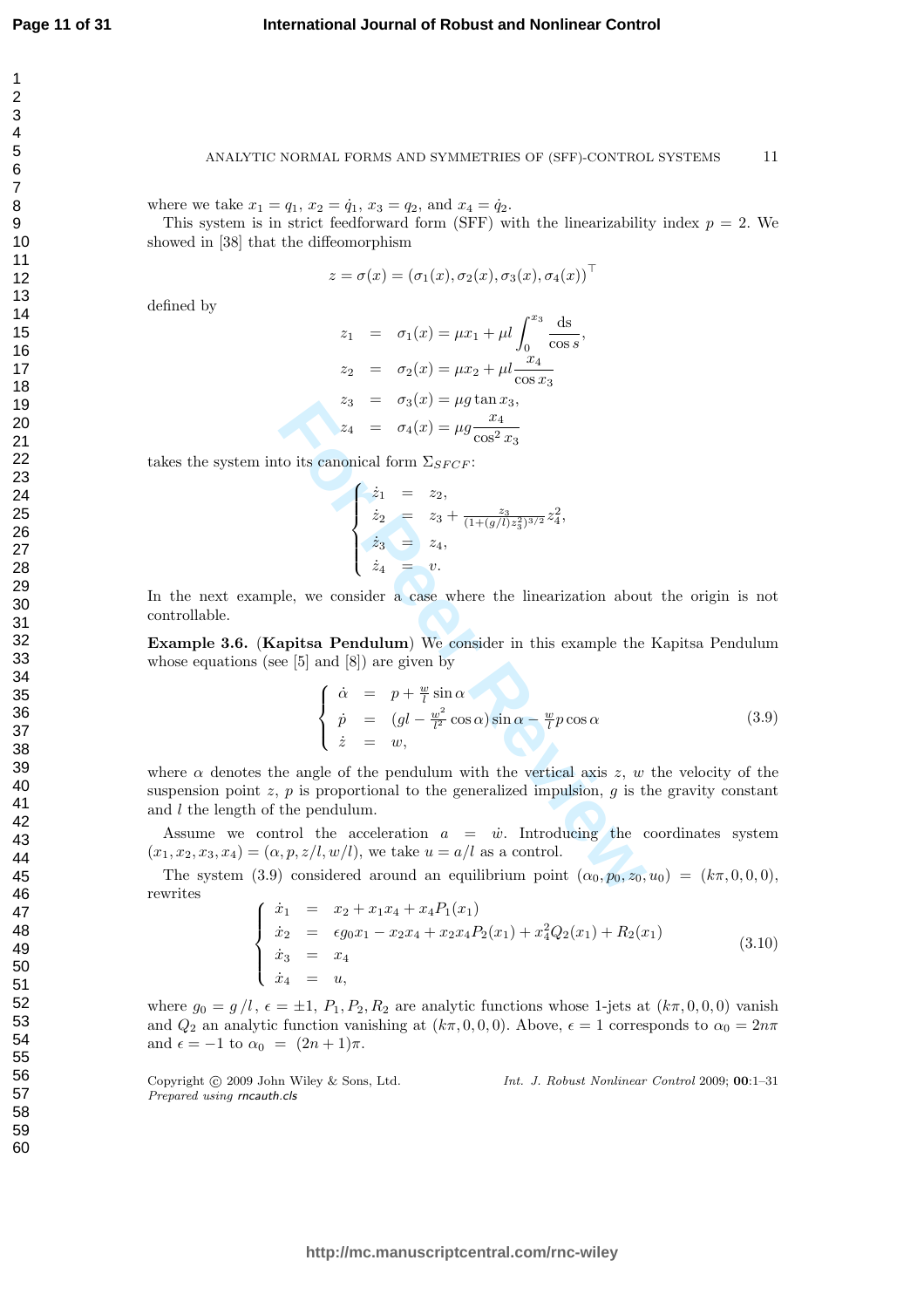where we take $x_1 = q_1$, $x_2 = \dot{q}_1$, $x_3 = q_2$, and $x_4 = \dot{q}_2$.

This system is in strict feedforward form (SFF) with the linearizability index $p = 2$. We showed in [38] that the diffeomorphism

$$z = \sigma(x) = (\sigma_1(x), \sigma_2(x), \sigma_3(x), \sigma_4(x))^\top$$

defined by

$$\begin{aligned}
z_1 &= \sigma_1(x) = \mu x_1 + \mu l \int_0^{x_3} \frac{\mathrm{d}s}{\cos s}, \\
z_2 &= \sigma_2(x) = \mu x_2 + \mu l \frac{x_4}{\cos x_3} \\
z_3 &= \sigma_3(x) = \mu g \tan x_3, \\
z_4 &= \sigma_4(x) = \mu g \frac{x_4}{\cos^2 x_3}
\end{aligned}$$

takes the system into its canonical form $\Sigma_{SFCF}$:

$$\begin{cases}
\dot{z}_1 &= z_2, \\
\dot{z}_2 &= z_3 + \frac{z_3}{(1+(g/l)z_3^2)^{3/2}} z_4^2, \\
\dot{z}_3 &= z_4, \\
\dot{z}_4 &= v.
\end{cases}$$

In the next example, we consider a case where the linearization about the origin is not controllable.

**Example 3.6.** (**Kapitsa Pendulum**) We consider in this example the Kapitsa Pendulum whose equations (see [5] and [8]) are given by

$$\begin{cases}
\dot{\alpha} &= p + \frac{w}{l} \sin \alpha \\
\dot{p} &= (gl - \frac{w^2}{l^2} \cos \alpha) \sin \alpha - \frac{w}{l} p \cos \alpha \\
\dot{z} &= w,
\end{cases} \tag{3.9}$$

where $\alpha$ denotes the angle of the pendulum with the vertical axis $z$, $w$ the velocity of the suspension point $z$, $p$ is proportional to the generalized impulsion, $g$ is the gravity constant and $l$ the length of the pendulum.

Assume we control the acceleration $a = \dot{w}$. Introducing the coordinates system $(x_1, x_2, x_3, x_4) = (\alpha, p, z/l, w/l)$, we take $u = a/l$ as a control.

The system (3.9) considered around an equilibrium point $(\alpha_0, p_0, z_0, u_0) = (k\pi, 0, 0, 0)$, rewrites

$$\begin{cases}
\dot{x}_1 &= x_2 + x_1 x_4 + x_4 P_1(x_1) \\
\dot{x}_2 &= \epsilon g_0 x_1 - x_2 x_4 + x_2 x_4 P_2(x_1) + x_4^2 Q_2(x_1) + R_2(x_1) \\
\dot{x}_3 &= x_4 \\
\dot{x}_4 &= u,
\end{cases} \tag{3.10}$$

where $g_0 = g/l$, $\epsilon = \pm 1$, $P_1, P_2, R_2$ are analytic functions whose 1-jets at $(k\pi, 0, 0, 0)$ vanish and $Q_2$ an analytic function vanishing at $(k\pi, 0, 0, 0)$. Above, $\epsilon = 1$ corresponds to $\alpha_0 = 2n\pi$ and $\epsilon = -1$ to $\alpha_0 = (2n+1)\pi$.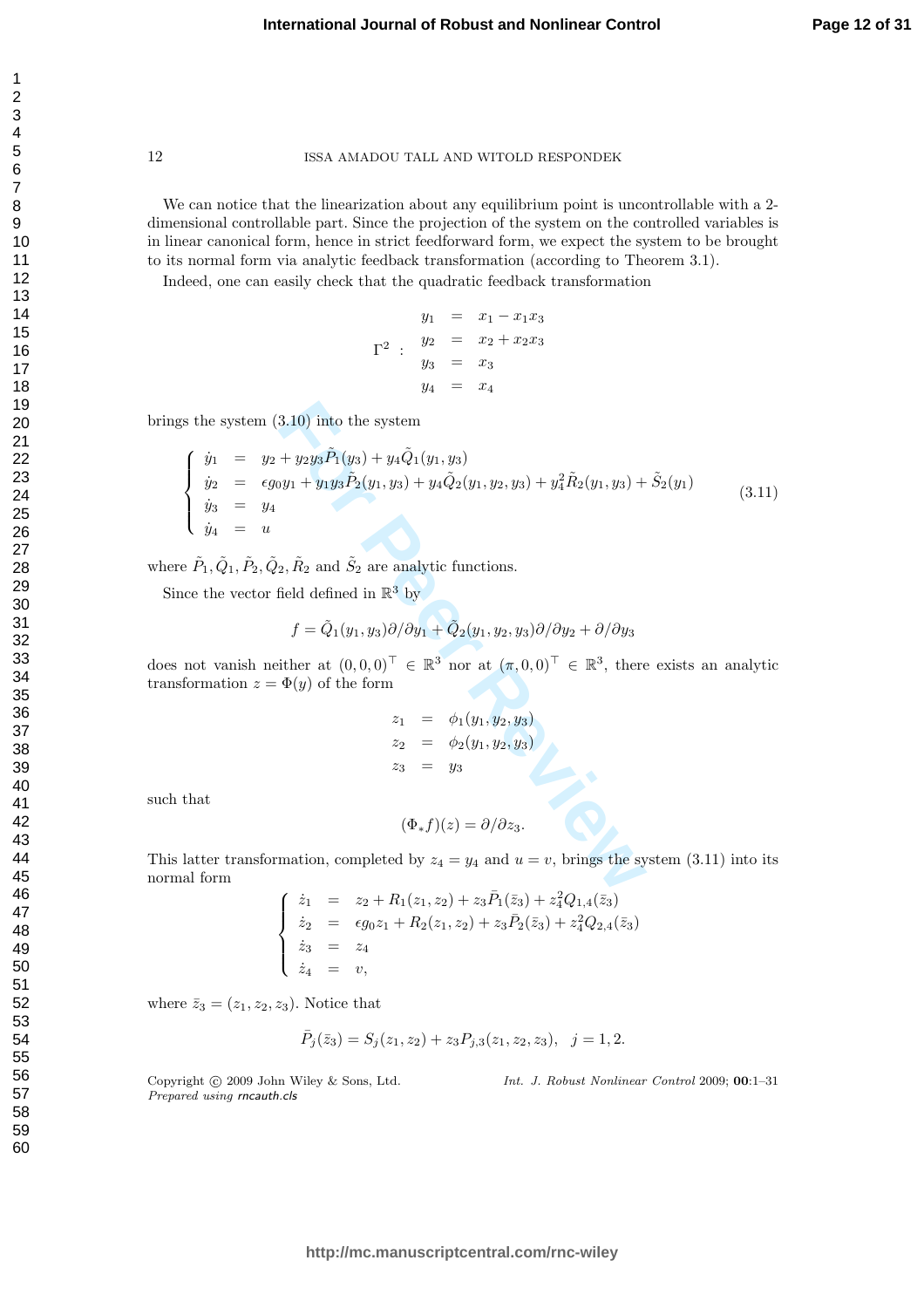We can notice that the linearization about any equilibrium point is uncontrollable with a 2-dimensional controllable part. Since the projection of the system on the controlled variables is in linear canonical form, hence in strict feedforward form, we expect the system to be brought to its normal form via analytic feedback transformation (according to Theorem 3.1).

Indeed, one can easily check that the quadratic feedback transformation

$$
\Gamma^2 \;:\; \begin{array}{rcl} y_1 & = & x_1 - x_1 x_3 \\ y_2 & = & x_2 + x_2 x_3 \\ y_3 & = & x_3 \\ y_4 & = & x_4 \end{array}
$$

brings the system (3.10) into the system

$$
\left\{ \begin{array}{rcl} \dot{y}_1 & = & y_2 + y_2 y_3 \tilde{P}_1(y_3) + y_4 \tilde{Q}_1(y_1, y_3) \\ \dot{y}_2 & = & \epsilon g_0 y_1 + y_1 y_3 \tilde{P}_2(y_1, y_3) + y_4 \tilde{Q}_2(y_1, y_2, y_3) + y_4^2 \tilde{R}_2(y_1, y_3) + \tilde{S}_2(y_1) \\ \dot{y}_3 & = & y_4 \\ \dot{y}_4 & = & u \end{array} \right. \tag{3.11}
$$

where $\tilde{P}_1, \tilde{Q}_1, \tilde{P}_2, \tilde{Q}_2, \tilde{R}_2$ and $\tilde{S}_2$ are analytic functions.

Since the vector field defined in $\mathbb{R}^3$ by

$$
f = \tilde{Q}_1(y_1, y_3)\partial/\partial y_1 + \tilde{Q}_2(y_1, y_2, y_3)\partial/\partial y_2 + \partial/\partial y_3
$$

does not vanish neither at $(0, 0, 0)^\top \in \mathbb{R}^3$ nor at $(\pi, 0, 0)^\top \in \mathbb{R}^3$, there exists an analytic transformation $z = \Phi(y)$ of the form

$$
\begin{array}{rcl} z_1 & = & \phi_1(y_1, y_2, y_3) \\ z_2 & = & \phi_2(y_1, y_2, y_3) \\ z_3 & = & y_3 \end{array}
$$

such that

$$
(\Phi_* f)(z) = \partial/\partial z_3.
$$

This latter transformation, completed by $z_4 = y_4$ and $u = v$, brings the system (3.11) into its normal form

$$
\left\{ \begin{array}{rcl} \dot{z}_1 & = & z_2 + R_1(z_1, z_2) + z_3 \bar{P}_1(\bar{z}_3) + z_4^2 Q_{1,4}(\bar{z}_3) \\ \dot{z}_2 & = & \epsilon g_0 z_1 + R_2(z_1, z_2) + z_3 \bar{P}_2(\bar{z}_3) + z_4^2 Q_{2,4}(\bar{z}_3) \\ \dot{z}_3 & = & z_4 \\ \dot{z}_4 & = & v, \end{array} \right.
$$

where $\bar{z}_3 = (z_1, z_2, z_3)$. Notice that

$$
\bar{P}_j(\bar{z}_3) = S_j(z_1, z_2) + z_3 P_{j,3}(z_1, z_2, z_3), \quad j = 1, 2.
$$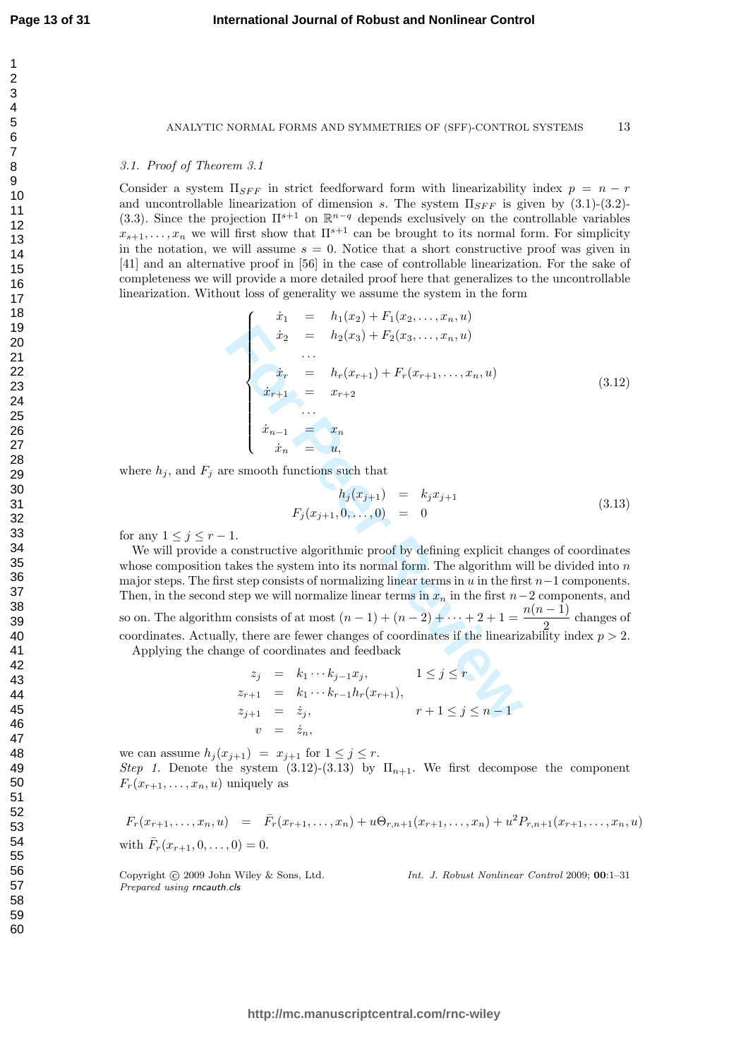*3.1. Proof of Theorem 3.1*

Consider a system $\Pi_{SFF}$ in strict feedforward form with linearizability index $p = n - r$ and uncontrollable linearization of dimension $s$. The system $\Pi_{SFF}$ is given by (3.1)-(3.2)-(3.3). Since the projection $\Pi^{s+1}$ on $\mathbb{R}^{n-q}$ depends exclusively on the controllable variables $x_{s+1}, \ldots, x_n$ we will first show that $\Pi^{s+1}$ can be brought to its normal form. For simplicity in the notation, we will assume $s = 0$. Notice that a short constructive proof was given in [41] and an alternative proof in [56] in the case of controllable linearization. For the sake of completeness we will provide a more detailed proof here that generalizes to the uncontrollable linearization. Without loss of generality we assume the system in the form

$$
\begin{cases}
\dot{x}_1 &= h_1(x_2) + F_1(x_2, \ldots, x_n, u) \\
\dot{x}_2 &= h_2(x_3) + F_2(x_3, \ldots, x_n, u) \\
&\cdots \\
\dot{x}_r &= h_r(x_{r+1}) + F_r(x_{r+1}, \ldots, x_n, u) \\
\dot{x}_{r+1} &= x_{r+2} \\
&\cdots \\
\dot{x}_{n-1} &= x_n \\
\dot{x}_n &= u,
\end{cases}
\tag{3.12}
$$

where $h_j$, and $F_j$ are smooth functions such that

$$
\begin{aligned}
h_j(x_{j+1}) &= k_j x_{j+1} \\
F_j(x_{j+1}, 0, \ldots, 0) &= 0
\end{aligned}
\tag{3.13}
$$

for any $1 \leq j \leq r - 1$.

We will provide a constructive algorithmic proof by defining explicit changes of coordinates whose composition takes the system into its normal form. The algorithm will be divided into $n$ major steps. The first step consists of normalizing linear terms in $u$ in the first $n-1$ components. Then, in the second step we will normalize linear terms in $x_n$ in the first $n-2$ components, and so on. The algorithm consists of at most $(n-1) + (n-2) + \cdots + 2 + 1 = \dfrac{n(n-1)}{2}$ changes of coordinates. Actually, there are fewer changes of coordinates if the linearizability index $p > 2$.

Applying the change of coordinates and feedback

$$
\begin{aligned}
z_j &= k_1 \cdots k_{j-1} x_j, & 1 \leq j \leq r \\
z_{r+1} &= k_1 \cdots k_{r-1} h_r(x_{r+1}), & \\
z_{j+1} &= \dot{z}_j, & r+1 \leq j \leq n-1 \\
v &= \dot{z}_n, &
\end{aligned}
$$

we can assume $h_j(x_{j+1}) = x_{j+1}$ for $1 \leq j \leq r$.

*Step 1.* Denote the system (3.12)-(3.13) by $\Pi_{n+1}$. We first decompose the component $F_r(x_{r+1}, \ldots, x_n, u)$ uniquely as

$$
F_r(x_{r+1}, \ldots, x_n, u) = \bar{F}_r(x_{r+1}, \ldots, x_n) + u\Theta_{r,n+1}(x_{r+1}, \ldots, x_n) + u^2 P_{r,n+1}(x_{r+1}, \ldots, x_n, u)
$$

with $\bar{F}_r(x_{r+1}, 0, \ldots, 0) = 0$.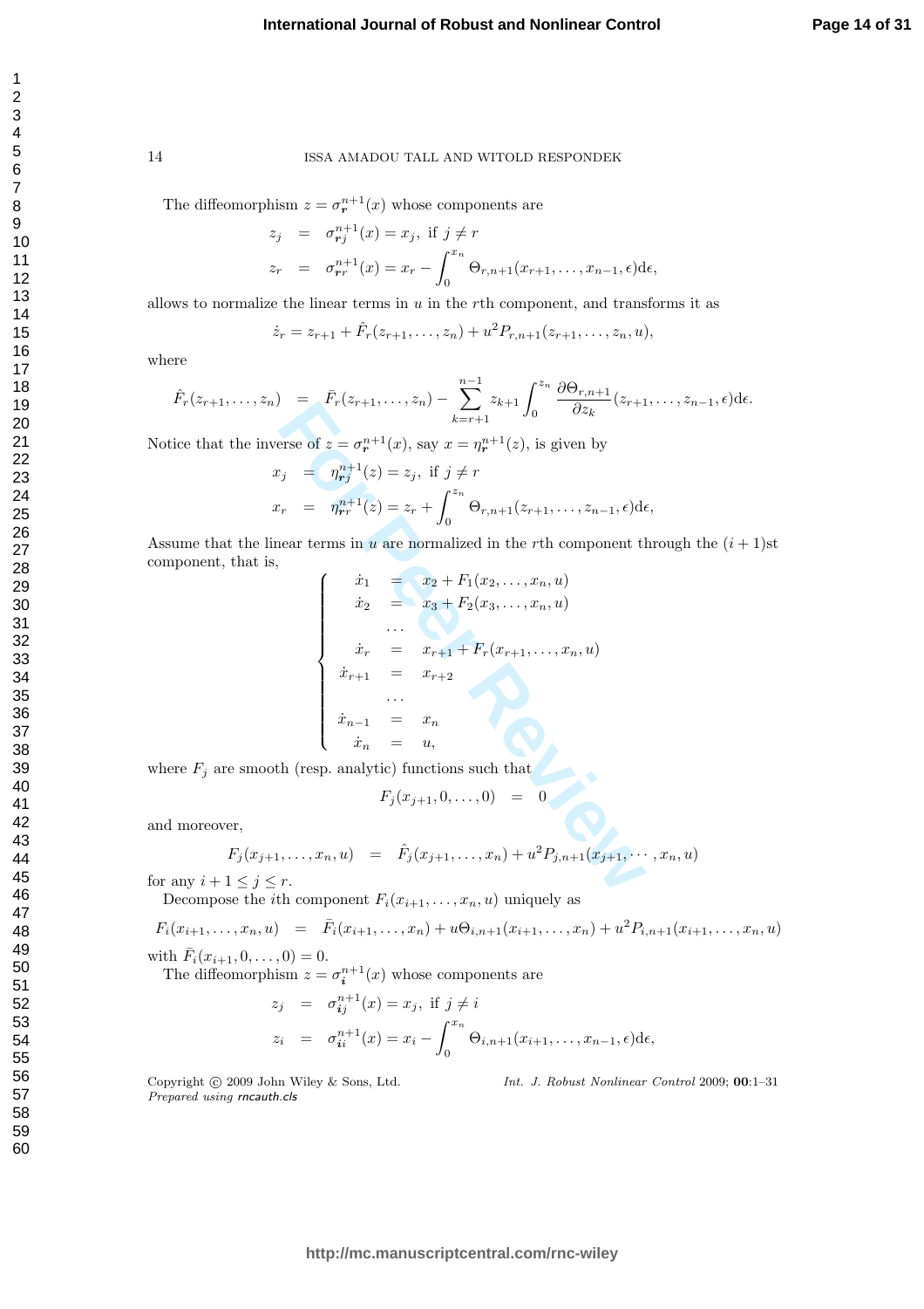The diffeomorphism $z = \sigma_{\boldsymbol{r}}^{n+1}(x)$ whose components are

$$
\begin{aligned}
z_j &= \sigma_{\boldsymbol{r}j}^{n+1}(x) = x_j, \text{ if } j \neq r \\
z_r &= \sigma_{\boldsymbol{r}r}^{n+1}(x) = x_r - \int_0^{x_n} \Theta_{r,n+1}(x_{r+1}, \ldots, x_{n-1}, \epsilon) \mathrm{d}\epsilon,
\end{aligned}
$$

allows to normalize the linear terms in $u$ in the $r$th component, and transforms it as

$$
\dot{z}_r = z_{r+1} + \hat{F}_r(z_{r+1}, \ldots, z_n) + u^2 P_{r,n+1}(z_{r+1}, \ldots, z_n, u),
$$

where

$$
\hat{F}_r(z_{r+1}, \ldots, z_n) = \bar{F}_r(z_{r+1}, \ldots, z_n) - \sum_{k=r+1}^{n-1} z_{k+1} \int_0^{z_n} \frac{\partial \Theta_{r,n+1}}{\partial z_k}(z_{r+1}, \ldots, z_{n-1}, \epsilon) \mathrm{d}\epsilon.
$$

Notice that the inverse of $z = \sigma_{\boldsymbol{r}}^{n+1}(x)$, say $x = \eta_{\boldsymbol{r}}^{n+1}(z)$, is given by

$$
\begin{aligned}
x_j &= \eta_{\boldsymbol{r}j}^{n+1}(z) = z_j, \text{ if } j \neq r \\
x_r &= \eta_{\boldsymbol{r}r}^{n+1}(z) = z_r + \int_0^{z_n} \Theta_{r,n+1}(z_{r+1}, \ldots, z_{n-1}, \epsilon) \mathrm{d}\epsilon,
\end{aligned}
$$

Assume that the linear terms in $u$ are normalized in the $r$th component through the $(i+1)$st component, that is,

$$
\left\{
\begin{aligned}
\dot{x}_1 &= x_2 + F_1(x_2, \ldots, x_n, u) \\
\dot{x}_2 &= x_3 + F_2(x_3, \ldots, x_n, u) \\
&\cdots \\
\dot{x}_r &= x_{r+1} + F_r(x_{r+1}, \ldots, x_n, u) \\
\dot{x}_{r+1} &= x_{r+2} \\
&\cdots \\
\dot{x}_{n-1} &= x_n \\
\dot{x}_n &= u,
\end{aligned}
\right.
$$

where $F_j$ are smooth (resp. analytic) functions such that

$$
F_j(x_{j+1}, 0, \ldots, 0) = 0
$$

and moreover,

$$
F_j(x_{j+1}, \ldots, x_n, u) = \hat{F}_j(x_{j+1}, \ldots, x_n) + u^2 P_{j,n+1}(x_{j+1}, \cdots, x_n, u)
$$

for any $i+1 \leq j \leq r$.

Decompose the $i$th component $F_i(x_{i+1}, \ldots, x_n, u)$ uniquely as

$$
F_i(x_{i+1}, \ldots, x_n, u) = \bar{F}_i(x_{i+1}, \ldots, x_n) + u\Theta_{i,n+1}(x_{i+1}, \ldots, x_n) + u^2 P_{i,n+1}(x_{i+1}, \ldots, x_n, u)
$$

with $\bar{F}_i(x_{i+1}, 0, \ldots, 0) = 0$.

The diffeomorphism $z = \sigma_{\boldsymbol{i}}^{n+1}(x)$ whose components are

$$
\begin{aligned}
z_j &= \sigma_{\boldsymbol{i}j}^{n+1}(x) = x_j, \text{ if } j \neq i \\
z_i &= \sigma_{\boldsymbol{i}i}^{n+1}(x) = x_i - \int_0^{x_n} \Theta_{i,n+1}(x_{i+1}, \ldots, x_{n-1}, \epsilon) \mathrm{d}\epsilon,
\end{aligned}
$$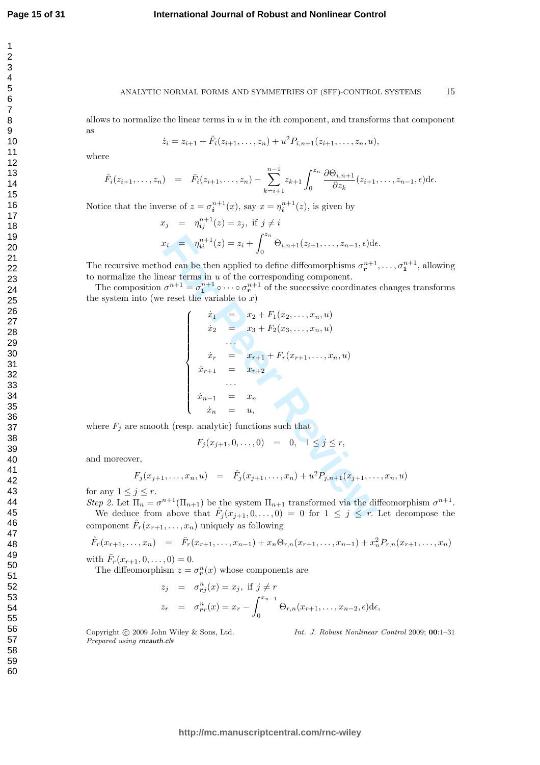allows to normalize the linear terms in $u$ in the $i$th component, and transforms that component as

$$\dot{z}_i = z_{i+1} + \hat{F}_i(z_{i+1},\ldots,z_n) + u^2 P_{i,n+1}(z_{i+1},\ldots,z_n,u),$$

where

$$\hat{F}_i(z_{i+1},\ldots,z_n) \quad = \quad \bar{F}_i(z_{i+1},\ldots,z_n) - \sum_{k=i+1}^{n-1} z_{k+1}\int_0^{z_n}\frac{\partial\Theta_{i,n+1}}{\partial z_k}(z_{i+1},\ldots,z_{n-1},\epsilon)\mathrm{d}\epsilon.$$

Notice that the inverse of $z = \sigma_{\boldsymbol{i}}^{n+1}(x)$, say $x = \eta_{\boldsymbol{i}}^{n+1}(z)$, is given by

$$\begin{aligned}
x_j &= \eta_{\boldsymbol{i}j}^{n+1}(z) = z_j, \text{ if } j \neq i \\
x_i &= \eta_{\boldsymbol{i}i}^{n+1}(z) = z_i + \int_0^{z_n}\Theta_{i,n+1}(z_{i+1},\ldots,z_{n-1},\epsilon)\mathrm{d}\epsilon.
\end{aligned}$$

The recursive method can be then applied to define diffeomorphisms $\sigma_{\boldsymbol{r}}^{n+1},\ldots,\sigma_{\boldsymbol{1}}^{n+1}$, allowing to normalize the linear terms in $u$ of the corresponding component.

The composition $\sigma^{n+1} = \sigma_{\boldsymbol{1}}^{n+1}\circ\cdots\circ\sigma_{\boldsymbol{r}}^{n+1}$ of the successive coordinates changes transforms the system into (we reset the variable to $x$)

$$\left\{\begin{aligned}
\dot{x}_1 &= x_2 + F_1(x_2,\ldots,x_n,u)\\
\dot{x}_2 &= x_3 + F_2(x_3,\ldots,x_n,u)\\
&\cdots\\
\dot{x}_r &= x_{r+1} + F_r(x_{r+1},\ldots,x_n,u)\\
\dot{x}_{r+1} &= x_{r+2}\\
&\cdots\\
\dot{x}_{n-1} &= x_n\\
\dot{x}_n &= u,
\end{aligned}\right.$$

where $F_j$ are smooth (resp. analytic) functions such that

$$F_j(x_{j+1},0,\ldots,0) \quad = \quad 0, \quad 1\leq j\leq r,$$

and moreover,

$$F_j(x_{j+1},\ldots,x_n,u) \quad = \quad \hat{F}_j(x_{j+1},\ldots,x_n) + u^2 P_{j,n+1}(x_{j+1},\ldots,x_n,u)$$

for any $1\leq j\leq r$.

*Step 2.* Let $\Pi_n = \sigma^{n+1}(\Pi_{n+1})$ be the system $\Pi_{n+1}$ transformed via the diffeomorphism $\sigma^{n+1}$.

We deduce from above that $\hat{F}_j(x_{j+1},0,\ldots,0) = 0$ for $1\leq j\leq r$. Let decompose the component $\hat{F}_r(x_{r+1},\ldots,x_n)$ uniquely as following

$$\hat{F}_r(x_{r+1},\ldots,x_n) \quad = \quad \bar{F}_r(x_{r+1},\ldots,x_{n-1}) + x_n\Theta_{r,n}(x_{r+1},\ldots,x_{n-1}) + x_n^2 P_{r,n}(x_{r+1},\ldots,x_n)$$

with $\bar{F}_r(x_{r+1},0,\ldots,0) = 0$.

The diffeomorphism $z = \sigma_{\boldsymbol{r}}^n(x)$ whose components are

$$\begin{aligned}
z_j &= \sigma_{\boldsymbol{r}j}^n(x) = x_j, \text{ if } j\neq r\\
z_r &= \sigma_{\boldsymbol{r}r}^n(x) = x_r - \int_0^{x_{n-1}}\Theta_{r,n}(x_{r+1},\ldots,x_{n-2},\epsilon)\mathrm{d}\epsilon,
\end{aligned}$$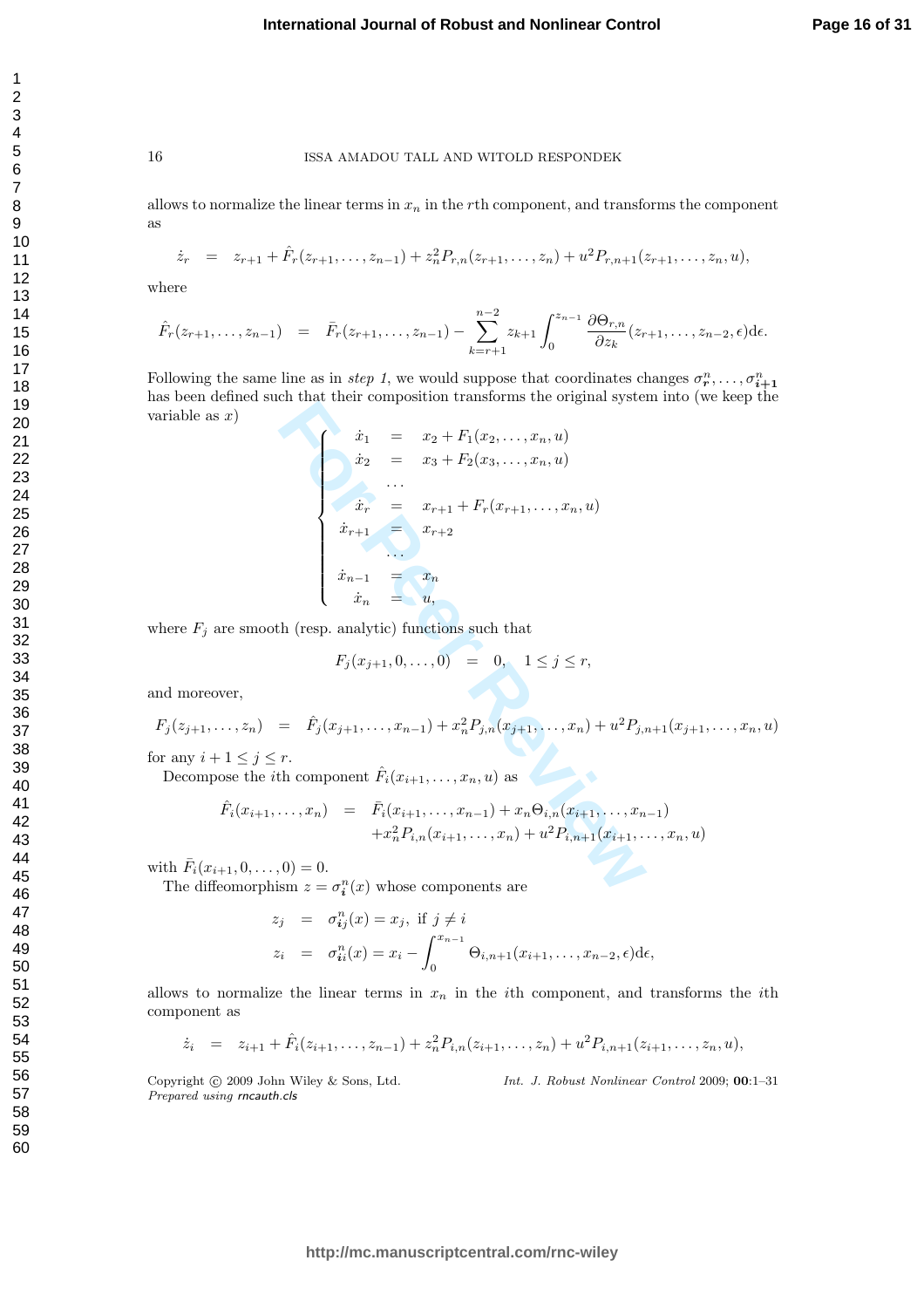allows to normalize the linear terms in $x_n$ in the $r$th component, and transforms the component as

$$\dot{z}_r = z_{r+1} + \hat{F}_r(z_{r+1}, \ldots, z_{n-1}) + z_n^2 P_{r,n}(z_{r+1}, \ldots, z_n) + u^2 P_{r,n+1}(z_{r+1}, \ldots, z_n, u),$$

where

$$\hat{F}_r(z_{r+1}, \ldots, z_{n-1}) = \bar{F}_r(z_{r+1}, \ldots, z_{n-1}) - \sum_{k=r+1}^{n-2} z_{k+1} \int_0^{z_{n-1}} \frac{\partial \Theta_{r,n}}{\partial z_k}(z_{r+1}, \ldots, z_{n-2}, \epsilon) \mathrm{d}\epsilon.$$

Following the same line as in *step 1*, we would suppose that coordinates changes $\sigma_{\boldsymbol{r}}^n, \ldots, \sigma_{\boldsymbol{i+1}}^n$ has been defined such that their composition transforms the original system into (we keep the variable as $x$)

$$\begin{cases} \dot{x}_1 = x_2 + F_1(x_2, \ldots, x_n, u) \\ \dot{x}_2 = x_3 + F_2(x_3, \ldots, x_n, u) \\ \quad \cdots \\ \dot{x}_r = x_{r+1} + F_r(x_{r+1}, \ldots, x_n, u) \\ \dot{x}_{r+1} = x_{r+2} \\ \quad \cdots \\ \dot{x}_{n-1} = x_n \\ \dot{x}_n = u, \end{cases}$$

where $F_j$ are smooth (resp. analytic) functions such that

$$F_j(x_{j+1}, 0, \ldots, 0) = 0, \quad 1 \le j \le r,$$

and moreover,

$$F_j(z_{j+1}, \ldots, z_n) = \hat{F}_j(x_{j+1}, \ldots, x_{n-1}) + x_n^2 P_{j,n}(x_{j+1}, \ldots, x_n) + u^2 P_{j,n+1}(x_{j+1}, \ldots, x_n, u)$$

for any $i+1 \le j \le r$.

Decompose the $i$th component $\hat{F}_i(x_{i+1}, \ldots, x_n, u)$ as

$$\begin{aligned} \hat{F}_i(x_{i+1}, \ldots, x_n) = \; & \bar{F}_i(x_{i+1}, \ldots, x_{n-1}) + x_n \Theta_{i,n}(x_{i+1}, \ldots, x_{n-1}) \\ & + x_n^2 P_{i,n}(x_{i+1}, \ldots, x_n) + u^2 P_{i,n+1}(x_{i+1}, \ldots, x_n, u) \end{aligned}$$

with $\bar{F}_i(x_{i+1}, 0, \ldots, 0) = 0$.

The diffeomorphism $z = \sigma_{\boldsymbol{i}}^n(x)$ whose components are

$$\begin{aligned} z_j &= \sigma_{\boldsymbol{i}j}^n(x) = x_j, \text{ if } j \neq i \\ z_i &= \sigma_{\boldsymbol{i}i}^n(x) = x_i - \int_0^{x_{n-1}} \Theta_{i,n+1}(x_{i+1}, \ldots, x_{n-2}, \epsilon) \mathrm{d}\epsilon, \end{aligned}$$

allows to normalize the linear terms in $x_n$ in the $i$th component, and transforms the $i$th component as

$$\dot{z}_i = z_{i+1} + \hat{F}_i(z_{i+1}, \ldots, z_{n-1}) + z_n^2 P_{i,n}(z_{i+1}, \ldots, z_n) + u^2 P_{i,n+1}(z_{i+1}, \ldots, z_n, u),$$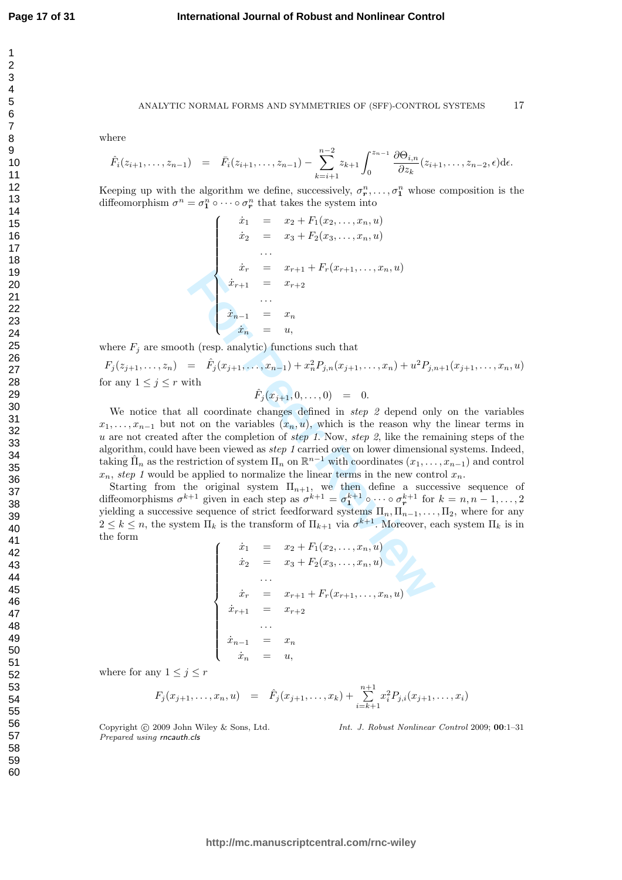where

$$\hat{F}_i(z_{i+1},\ldots,z_{n-1}) \;=\; \bar{F}_i(z_{i+1},\ldots,z_{n-1}) - \sum_{k=i+1}^{n-2} z_{k+1}\int_0^{z_{n-1}} \frac{\partial \Theta_{i,n}}{\partial z_k}(z_{i+1},\ldots,z_{n-2},\epsilon)\mathrm{d}\epsilon.$$

Keeping up with the algorithm we define, successively, $\sigma^n_{\boldsymbol{r}},\ldots,\sigma^n_{\boldsymbol{1}}$ whose composition is the diffeomorphism $\sigma^n = \sigma^n_{\boldsymbol{1}}\circ\cdots\circ\sigma^n_{\boldsymbol{r}}$ that takes the system into

$$\begin{cases}
\dot{x}_1 &=& x_2 + F_1(x_2,\ldots,x_n,u)\\
\dot{x}_2 &=& x_3 + F_2(x_3,\ldots,x_n,u)\\
 & \cdots & \\
\dot{x}_r &=& x_{r+1} + F_r(x_{r+1},\ldots,x_n,u)\\
\dot{x}_{r+1} &=& x_{r+2}\\
 & \cdots & \\
\dot{x}_{n-1} &=& x_n\\
\dot{x}_n &=& u,
\end{cases}$$

where $F_j$ are smooth (resp. analytic) functions such that

$$F_j(z_{j+1},\ldots,z_n) \;=\; \hat{F}_j(x_{j+1},\ldots,x_{n-1}) + x_n^2 P_{j,n}(x_{j+1},\ldots,x_n) + u^2 P_{j,n+1}(x_{j+1},\ldots,x_n,u)$$

for any $1\le j\le r$ with

$$\hat{F}_j(x_{j+1},0,\ldots,0) \;=\; 0.$$

We notice that all coordinate changes defined in *step 2* depend only on the variables $x_1,\ldots,x_{n-1}$ but not on the variables $(x_n,u)$, which is the reason why the linear terms in $u$ are not created after the completion of *step 1*. Now, *step 2*, like the remaining steps of the algorithm, could have been viewed as *step 1* carried over on lower dimensional systems. Indeed, taking $\hat{\Pi}_n$ as the restriction of system $\Pi_n$ on $\mathbb{R}^{n-1}$ with coordinates $(x_1,\ldots,x_{n-1})$ and control $x_n$, *step 1* would be applied to normalize the linear terms in the new control $x_n$.

Starting from the original system $\Pi_{n+1}$, we then define a successive sequence of diffeomorphisms $\sigma^{k+1}$ given in each step as $\sigma^{k+1} = \sigma^{k+1}_{\boldsymbol{1}}\circ\cdots\circ\sigma^{k+1}_{\boldsymbol{r}}$ for $k=n,n-1,\ldots,2$ yielding a successive sequence of strict feedforward systems $\Pi_n,\Pi_{n-1},\ldots,\Pi_2$, where for any $2\le k\le n$, the system $\Pi_k$ is the transform of $\Pi_{k+1}$ via $\sigma^{k+1}$. Moreover, each system $\Pi_k$ is in the form

$$\begin{cases}
\dot{x}_1 &=& x_2 + F_1(x_2,\ldots,x_n,u)\\
\dot{x}_2 &=& x_3 + F_2(x_3,\ldots,x_n,u)\\
 & \cdots & \\
\dot{x}_r &=& x_{r+1} + F_r(x_{r+1},\ldots,x_n,u)\\
\dot{x}_{r+1} &=& x_{r+2}\\
 & \cdots & \\
\dot{x}_{n-1} &=& x_n\\
\dot{x}_n &=& u,
\end{cases}$$

where for any $1\le j\le r$

$$F_j(x_{j+1},\ldots,x_n,u) \;=\; \hat{F}_j(x_{j+1},\ldots,x_k) + \sum_{i=k+1}^{n+1} x_i^2 P_{j,i}(x_{j+1},\ldots,x_i)$$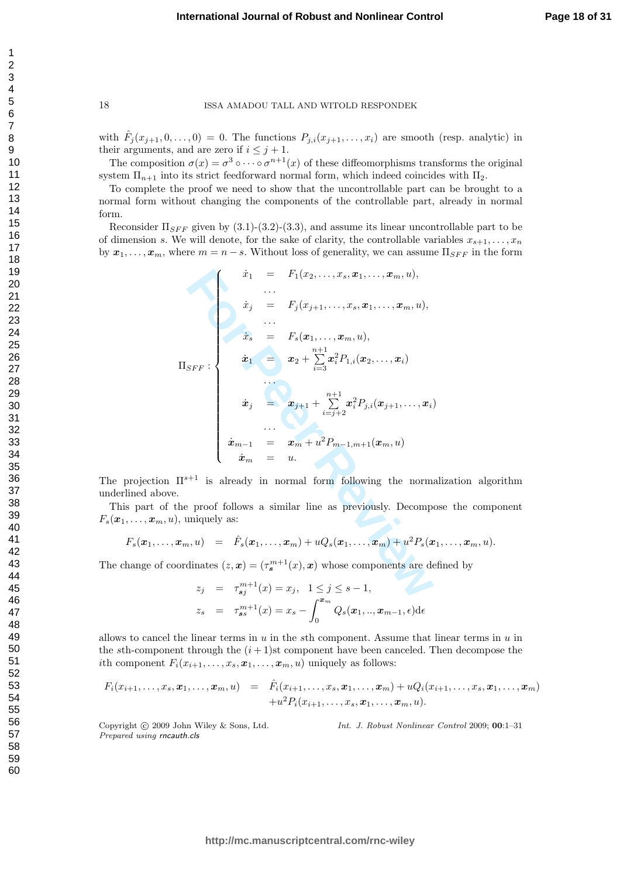with $\hat{F}_j(x_{j+1}, 0, \ldots, 0) = 0$. The functions $P_{j,i}(x_{j+1}, \ldots, x_i)$ are smooth (resp. analytic) in their arguments, and are zero if $i \le j+1$.

The composition $\sigma(x) = \sigma^3 \circ \cdots \circ \sigma^{n+1}(x)$ of these diffeomorphisms transforms the original system $\Pi_{n+1}$ into its strict feedforward normal form, which indeed coincides with $\Pi_2$.

To complete the proof we need to show that the uncontrollable part can be brought to a normal form without changing the components of the controllable part, already in normal form.

Reconsider $\Pi_{SFF}$ given by (3.1)-(3.2)-(3.3), and assume its linear uncontrollable part to be of dimension $s$. We will denote, for the sake of clarity, the controllable variables $x_{s+1}, \ldots, x_n$ by $\boldsymbol{x}_1, \ldots, \boldsymbol{x}_m$, where $m = n - s$. Without loss of generality, we can assume $\Pi_{SFF}$ in the form

$$
\Pi_{SFF} : \begin{cases}
\dot{x}_1 &= F_1(x_2, \ldots, x_s, \boldsymbol{x}_1, \ldots, \boldsymbol{x}_m, u), \\
&\ldots \\
\dot{x}_j &= F_j(x_{j+1}, \ldots, x_s, \boldsymbol{x}_1, \ldots, \boldsymbol{x}_m, u), \\
&\ldots \\
\dot{x}_s &= F_s(\boldsymbol{x}_1, \ldots, \boldsymbol{x}_m, u), \\
\dot{\boldsymbol{x}}_1 &= \boldsymbol{x}_2 + \sum\limits_{i=3}^{n+1} \boldsymbol{x}_i^2 P_{1,i}(\boldsymbol{x}_2, \ldots, \boldsymbol{x}_i) \\
&\ldots \\
\dot{\boldsymbol{x}}_j &= \boldsymbol{x}_{j+1} + \sum\limits_{i=j+2}^{n+1} \boldsymbol{x}_i^2 P_{j,i}(\boldsymbol{x}_{j+1}, \ldots, \boldsymbol{x}_i) \\
&\ldots \\
\dot{\boldsymbol{x}}_{m-1} &= \boldsymbol{x}_m + u^2 P_{m-1,m+1}(\boldsymbol{x}_m, u) \\
\dot{\boldsymbol{x}}_m &= u.
\end{cases}
$$

The projection $\Pi^{s+1}$ is already in normal form following the normalization algorithm underlined above.

This part of the proof follows a similar line as previously. Decompose the component $F_s(\boldsymbol{x}_1, \ldots, \boldsymbol{x}_m, u)$, uniquely as:

$$
F_s(\boldsymbol{x}_1, \ldots, \boldsymbol{x}_m, u) = \hat{F}_s(\boldsymbol{x}_1, \ldots, \boldsymbol{x}_m) + uQ_s(\boldsymbol{x}_1, \ldots, \boldsymbol{x}_m) + u^2 P_s(\boldsymbol{x}_1, \ldots, \boldsymbol{x}_m, u).
$$

The change of coordinates $(z, \boldsymbol{x}) = (\tau_{\boldsymbol{s}}^{m+1}(x), \boldsymbol{x})$ whose components are defined by

$$
\begin{aligned}
z_j &= \tau_{\boldsymbol{s}j}^{m+1}(x) = x_j, \quad 1 \le j \le s-1, \\
z_s &= \tau_{\boldsymbol{s}s}^{m+1}(x) = x_s - \int_0^{\boldsymbol{x}_m} Q_s(\boldsymbol{x}_1, .., \boldsymbol{x}_{m-1}, \epsilon) \mathrm{d}\epsilon
\end{aligned}
$$

allows to cancel the linear terms in $u$ in the $s$th component. Assume that linear terms in $u$ in the $s$th-component through the $(i+1)$st component have been canceled. Then decompose the $i$th component $F_i(x_{i+1}, \ldots, x_s, \boldsymbol{x}_1, \ldots, \boldsymbol{x}_m, u)$ uniquely as follows:

$$
\begin{aligned}
F_i(x_{i+1}, \ldots, x_s, \boldsymbol{x}_1, \ldots, \boldsymbol{x}_m, u) = \; & \hat{F}_i(x_{i+1}, \ldots, x_s, \boldsymbol{x}_1, \ldots, \boldsymbol{x}_m) + uQ_i(x_{i+1}, \ldots, x_s, \boldsymbol{x}_1, \ldots, \boldsymbol{x}_m) \\
& + u^2 P_i(x_{i+1}, \ldots, x_s, \boldsymbol{x}_1, \ldots, \boldsymbol{x}_m, u).
\end{aligned}
$$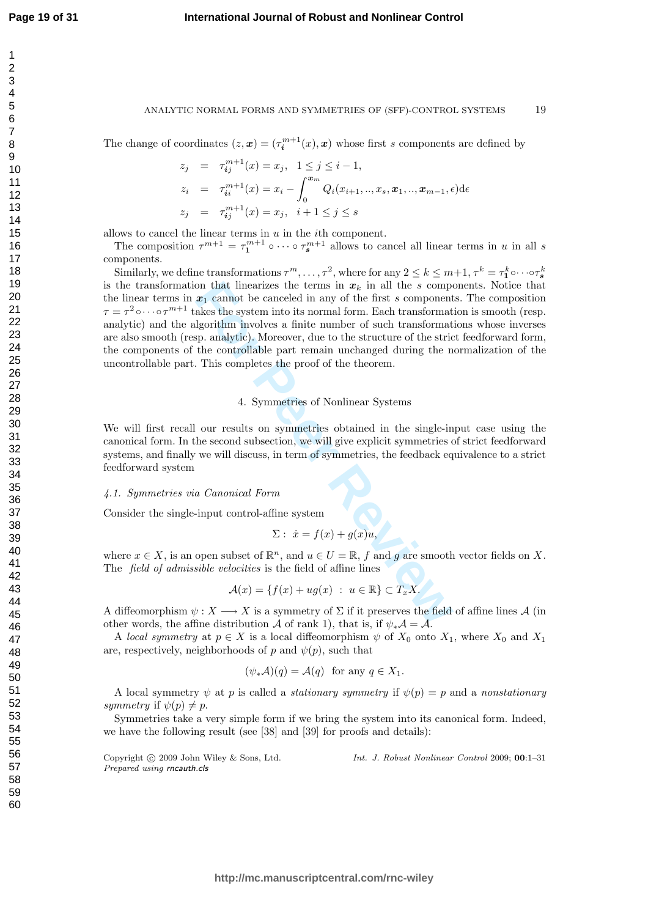The change of coordinates $(z, \boldsymbol{x}) = (\tau_{\boldsymbol{i}}^{m+1}(x), \boldsymbol{x})$ whose first $s$ components are defined by

$$
\begin{aligned}
z_j &= \tau_{\boldsymbol{ij}}^{m+1}(x) = x_j, \quad 1 \leq j \leq i-1, \\
z_i &= \tau_{\boldsymbol{ii}}^{m+1}(x) = x_i - \int_0^{\boldsymbol{x}_m} Q_i(x_{i+1}, .., x_s, \boldsymbol{x}_1, .., \boldsymbol{x}_{m-1}, \epsilon) \mathrm{d}\epsilon \\
z_j &= \tau_{\boldsymbol{ij}}^{m+1}(x) = x_j, \quad i+1 \leq j \leq s
\end{aligned}
$$

allows to cancel the linear terms in $u$ in the $i$th component.

The composition $\tau^{m+1} = \tau_{\boldsymbol{1}}^{m+1} \circ \cdots \circ \tau_{\boldsymbol{s}}^{m+1}$ allows to cancel all linear terms in $u$ in all $s$ components.

Similarly, we define transformations $\tau^m, \ldots, \tau^2$, where for any $2 \leq k \leq m+1$, $\tau^k = \tau_{\boldsymbol{1}}^k \circ \cdots \circ \tau_{\boldsymbol{s}}^k$ is the transformation that linearizes the terms in $\boldsymbol{x}_k$ in all the $s$ components. Notice that the linear terms in $\boldsymbol{x}_1$ cannot be canceled in any of the first $s$ components. The composition $\tau = \tau^2 \circ \cdots \circ \tau^{m+1}$ takes the system into its normal form. Each transformation is smooth (resp. analytic) and the algorithm involves a finite number of such transformations whose inverses are also smooth (resp. analytic). Moreover, due to the structure of the strict feedforward form, the components of the controllable part remain unchanged during the normalization of the uncontrollable part. This completes the proof of the theorem.

## 4. Symmetries of Nonlinear Systems

We will first recall our results on symmetries obtained in the single-input case using the canonical form. In the second subsection, we will give explicit symmetries of strict feedforward systems, and finally we will discuss, in term of symmetries, the feedback equivalence to a strict feedforward system

### 4.1. Symmetries via Canonical Form

Consider the single-input control-affine system

$$
\Sigma: \ \dot{x} = f(x) + g(x)u,
$$

where $x \in X$, is an open subset of $\mathbb{R}^n$, and $u \in U = \mathbb{R}$, $f$ and $g$ are smooth vector fields on $X$. The *field of admissible velocities* is the field of affine lines

$$
\mathcal{A}(x) = \{f(x) + ug(x) \ : \ u \in \mathbb{R}\} \subset T_x X.
$$

A diffeomorphism $\psi : X \longrightarrow X$ is a symmetry of $\Sigma$ if it preserves the field of affine lines $\mathcal{A}$ (in other words, the affine distribution $\mathcal{A}$ of rank 1), that is, if $\psi_* \mathcal{A} = \mathcal{A}$.

A *local symmetry* at $p \in X$ is a local diffeomorphism $\psi$ of $X_0$ onto $X_1$, where $X_0$ and $X_1$ are, respectively, neighborhoods of $p$ and $\psi(p)$, such that

$$
(\psi_* \mathcal{A})(q) = \mathcal{A}(q) \ \text{ for any } q \in X_1.
$$

A local symmetry $\psi$ at $p$ is called a *stationary symmetry* if $\psi(p) = p$ and a *nonstationary symmetry* if $\psi(p) \neq p$.

Symmetries take a very simple form if we bring the system into its canonical form. Indeed, we have the following result (see [38] and [39] for proofs and details):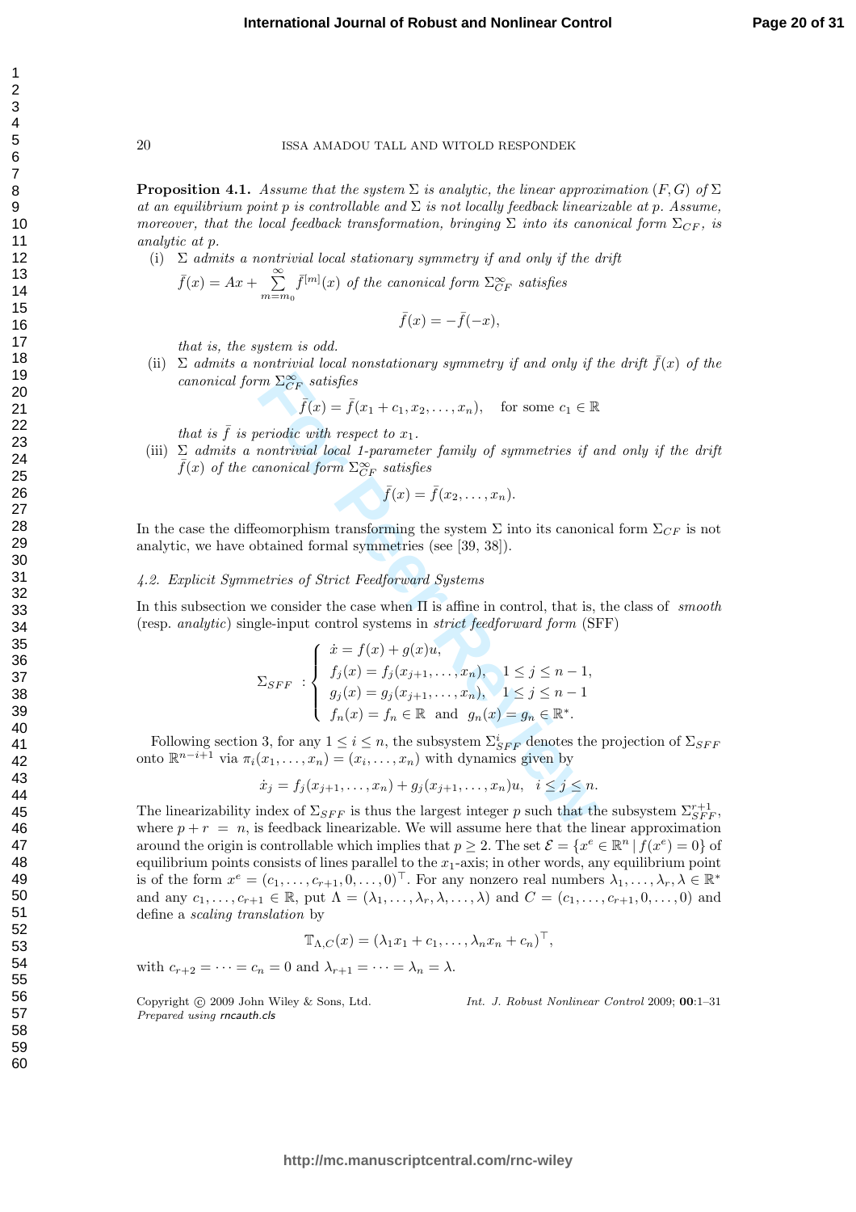**Proposition 4.1.** *Assume that the system $\Sigma$ is analytic, the linear approximation $(F, G)$ of $\Sigma$ at an equilibrium point $p$ is controllable and $\Sigma$ is not locally feedback linearizable at $p$. Assume, moreover, that the local feedback transformation, bringing $\Sigma$ into its canonical form $\Sigma_{CF}$, is analytic at $p$.*

(i) *$\Sigma$ admits a nontrivial local stationary symmetry if and only if the drift $\bar{f}(x) = Ax + \sum_{m=m_0}^{\infty} \bar{f}^{[m]}(x)$ of the canonical form $\Sigma_{CF}^{\infty}$ satisfies*

$$\bar{f}(x) = -\bar{f}(-x),$$

*that is, the system is odd.*

(ii) *$\Sigma$ admits a nontrivial local nonstationary symmetry if and only if the drift $\bar{f}(x)$ of the canonical form $\Sigma_{CF}^{\infty}$ satisfies*

$$\bar{f}(x) = \bar{f}(x_1 + c_1, x_2, \ldots, x_n), \quad \text{for some } c_1 \in \mathbb{R}$$

*that is $\bar{f}$ is periodic with respect to $x_1$.*

(iii) *$\Sigma$ admits a nontrivial local 1-parameter family of symmetries if and only if the drift $\bar{f}(x)$ of the canonical form $\Sigma_{CF}^{\infty}$ satisfies*

$$\bar{f}(x) = \bar{f}(x_2, \ldots, x_n).$$

In the case the diffeomorphism transforming the system $\Sigma$ into its canonical form $\Sigma_{CF}$ is not analytic, we have obtained formal symmetries (see [39, 38]).

### *4.2. Explicit Symmetries of Strict Feedforward Systems*

In this subsection we consider the case when $\Pi$ is affine in control, that is, the class of *smooth* (resp. *analytic*) single-input control systems in *strict feedforward form* (SFF)

$$\Sigma_{SFF} \ : \begin{cases} \dot{x} = f(x) + g(x)u, \\ f_j(x) = f_j(x_{j+1}, \ldots, x_n), \quad 1 \leq j \leq n-1, \\ g_j(x) = g_j(x_{j+1}, \ldots, x_n), \quad 1 \leq j \leq n-1 \\ f_n(x) = f_n \in \mathbb{R} \ \text{ and } \ g_n(x) = g_n \in \mathbb{R}^*. \end{cases}$$

Following section 3, for any $1 \leq i \leq n$, the subsystem $\Sigma_{SFF}^i$ denotes the projection of $\Sigma_{SFF}$ onto $\mathbb{R}^{n-i+1}$ via $\pi_i(x_1, \ldots, x_n) = (x_i, \ldots, x_n)$ with dynamics given by

$$\dot{x}_j = f_j(x_{j+1}, \ldots, x_n) + g_j(x_{j+1}, \ldots, x_n)u, \quad i \leq j \leq n.$$

The linearizability index of $\Sigma_{SFF}$ is thus the largest integer $p$ such that the subsystem $\Sigma_{SFF}^{r+1}$, where $p + r = n$, is feedback linearizable. We will assume here that the linear approximation around the origin is controllable which implies that $p \geq 2$. The set $\mathcal{E} = \{x^e \in \mathbb{R}^n \mid f(x^e) = 0\}$ of equilibrium points consists of lines parallel to the $x_1$-axis; in other words, any equilibrium point is of the form $x^e = (c_1, \ldots, c_{r+1}, 0, \ldots, 0)^\top$. For any nonzero real numbers $\lambda_1, \ldots, \lambda_r, \lambda \in \mathbb{R}^*$ and any $c_1, \ldots, c_{r+1} \in \mathbb{R}$, put $\Lambda = (\lambda_1, \ldots, \lambda_r, \lambda, \ldots, \lambda)$ and $C = (c_1, \ldots, c_{r+1}, 0, \ldots, 0)$ and define a *scaling translation* by

$$\mathbb{T}_{\Lambda,C}(x) = (\lambda_1 x_1 + c_1, \ldots, \lambda_n x_n + c_n)^\top,$$

with $c_{r+2} = \cdots = c_n = 0$ and $\lambda_{r+1} = \cdots = \lambda_n = \lambda$.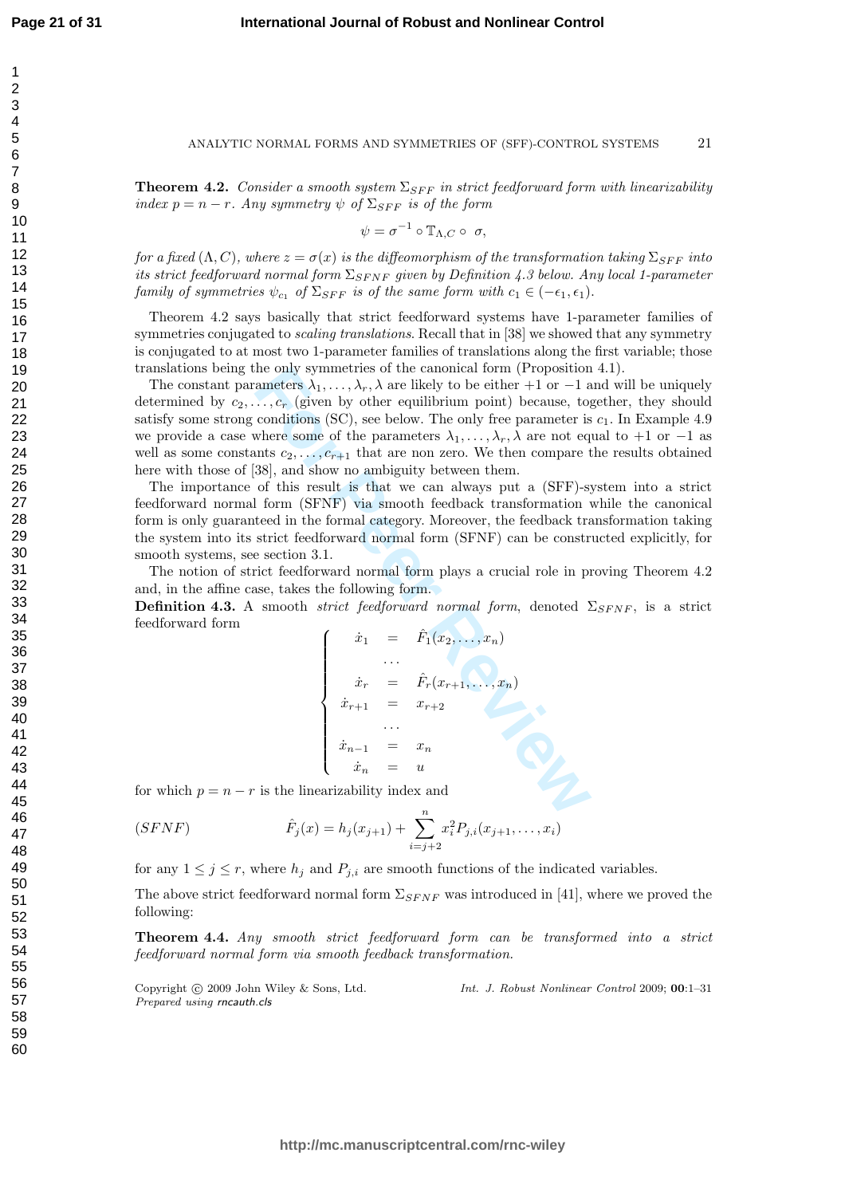**Theorem 4.2.** *Consider a smooth system $\Sigma_{SFF}$ in strict feedforward form with linearizability index $p = n - r$. Any symmetry $\psi$ of $\Sigma_{SFF}$ is of the form*

$$\psi = \sigma^{-1} \circ \mathbb{T}_{\Lambda,C} \circ \ \sigma,$$

*for a fixed $(\Lambda, C)$, where $z = \sigma(x)$ is the diffeomorphism of the transformation taking $\Sigma_{SFF}$ into its strict feedforward normal form $\Sigma_{SFNF}$ given by Definition 4.3 below. Any local 1-parameter family of symmetries $\psi_{c_1}$ of $\Sigma_{SFF}$ is of the same form with $c_1 \in (-\epsilon_1, \epsilon_1)$.*

Theorem 4.2 says basically that strict feedforward systems have 1-parameter families of symmetries conjugated to *scaling translations*. Recall that in [38] we showed that any symmetry is conjugated to at most two 1-parameter families of translations along the first variable; those translations being the only symmetries of the canonical form (Proposition 4.1).

The constant parameters $\lambda_1, \ldots, \lambda_r, \lambda$ are likely to be either $+1$ or $-1$ and will be uniquely determined by $c_2, \ldots, c_r$ (given by other equilibrium point) because, together, they should satisfy some strong conditions (SC), see below. The only free parameter is $c_1$. In Example 4.9 we provide a case where some of the parameters $\lambda_1, \ldots, \lambda_r, \lambda$ are not equal to $+1$ or $-1$ as well as some constants $c_2, \ldots, c_{r+1}$ that are non zero. We then compare the results obtained here with those of [38], and show no ambiguity between them.

The importance of this result is that we can always put a (SFF)-system into a strict feedforward normal form (SFNF) via smooth feedback transformation while the canonical form is only guaranteed in the formal category. Moreover, the feedback transformation taking the system into its strict feedforward normal form (SFNF) can be constructed explicitly, for smooth systems, see section 3.1.

The notion of strict feedforward normal form plays a crucial role in proving Theorem 4.2 and, in the affine case, takes the following form.

**Definition 4.3.** A smooth *strict feedforward normal form*, denoted $\Sigma_{SFNF}$, is a strict feedforward form

$$\begin{cases} \dot{x}_1 &= \hat{F}_1(x_2, \ldots, x_n) \\ & \ldots \\ \dot{x}_r &= \hat{F}_r(x_{r+1}, \ldots, x_n) \\ \dot{x}_{r+1} &= x_{r+2} \\ & \ldots \\ \dot{x}_{n-1} &= x_n \\ \dot{x}_n &= u \end{cases}$$

for which $p = n - r$ is the linearizability index and

$$(SFNF) \qquad \hat{F}_j(x) = h_j(x_{j+1}) + \sum_{i=j+2}^{n} x_i^2 P_{j,i}(x_{j+1}, \ldots, x_i)$$

for any $1 \leq j \leq r$, where $h_j$ and $P_{j,i}$ are smooth functions of the indicated variables.

The above strict feedforward normal form $\Sigma_{SFNF}$ was introduced in [41], where we proved the following:

**Theorem 4.4.** *Any smooth strict feedforward form can be transformed into a strict feedforward normal form via smooth feedback transformation.*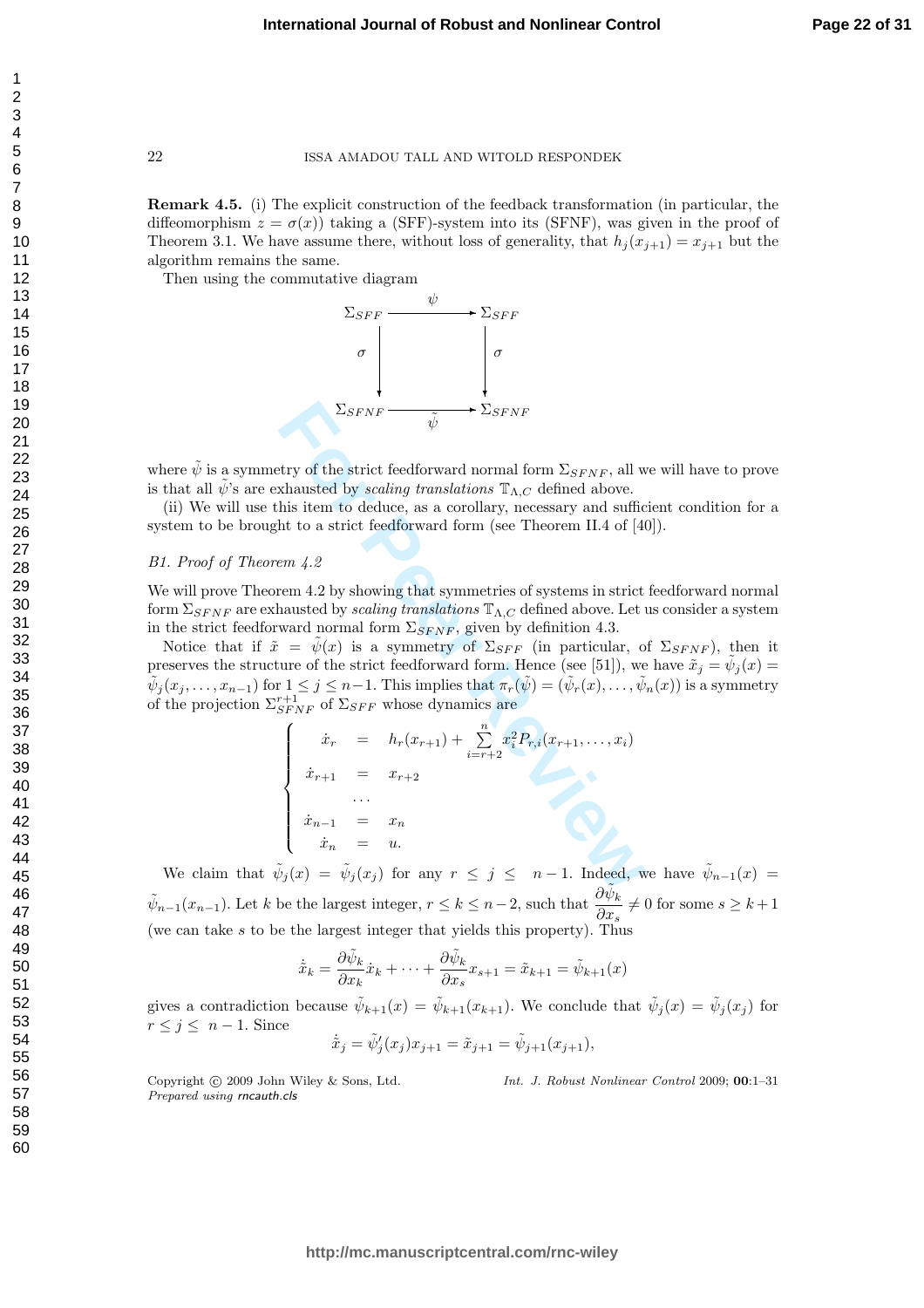**Remark 4.5.** (i) The explicit construction of the feedback transformation (in particular, the diffeomorphism $z = \sigma(x)$) taking a (SFF)-system into its (SFNF), was given in the proof of Theorem 3.1. We have assume there, without loss of generality, that $h_j(x_{j+1}) = x_{j+1}$ but the algorithm remains the same.

Then using the commutative diagram

$$\begin{array}{ccc} \Sigma_{SFF} & \xrightarrow{\ \psi\ } & \Sigma_{SFF} \\ \big\downarrow \sigma & & \big\downarrow \sigma \\ \Sigma_{SFNF} & \xrightarrow[\ \tilde{\psi}\ ]{} & \Sigma_{SFNF} \end{array}$$

where $\tilde{\psi}$ is a symmetry of the strict feedforward normal form $\Sigma_{SFNF}$, all we will have to prove is that all $\tilde{\psi}$'s are exhausted by *scaling translations* $\mathbb{T}_{\Lambda,C}$ defined above.

(ii) We will use this item to deduce, as a corollary, necessary and sufficient condition for a system to be brought to a strict feedforward form (see Theorem II.4 of [40]).

*B1. Proof of Theorem 4.2*

We will prove Theorem 4.2 by showing that symmetries of systems in strict feedforward normal form $\Sigma_{SFNF}$ are exhausted by *scaling translations* $\mathbb{T}_{\Lambda,C}$ defined above. Let us consider a system in the strict feedforward normal form $\Sigma_{SFNF}$, given by definition 4.3.

Notice that if $\tilde{x} = \tilde{\psi}(x)$ is a symmetry of $\Sigma_{SFF}$ (in particular, of $\Sigma_{SFNF}$), then it preserves the structure of the strict feedforward normal form. Hence (see [51]), we have $\tilde{x}_j = \tilde{\psi}_j(x) = \tilde{\psi}_j(x_j, \ldots, x_{n-1})$ for $1 \le j \le n-1$. This implies that $\pi_r(\tilde{\psi}) = (\tilde{\psi}_r(x), \ldots, \tilde{\psi}_n(x))$ is a symmetry of the projection $\Sigma^{r+1}_{SFNF}$ of $\Sigma_{SFF}$ whose dynamics are

$$\begin{cases} \dot{x}_r &= h_r(x_{r+1}) + \displaystyle\sum_{i=r+2}^{n} x_i^2 P_{r,i}(x_{r+1}, \ldots, x_i) \\ \dot{x}_{r+1} &= x_{r+2} \\ & \cdots \\ \dot{x}_{n-1} &= x_n \\ \dot{x}_n &= u. \end{cases}$$

We claim that $\tilde{\psi}_j(x) = \tilde{\psi}_j(x_j)$ for any $r \le j \le n-1$. Indeed, we have $\tilde{\psi}_{n-1}(x) = \tilde{\psi}_{n-1}(x_{n-1})$. Let $k$ be the largest integer, $r \le k \le n-2$, such that $\dfrac{\partial \tilde{\psi}_k}{\partial x_s} \neq 0$ for some $s \ge k+1$ (we can take $s$ to be the largest integer that yields this property). Thus

$$\dot{\tilde{x}}_k = \frac{\partial \tilde{\psi}_k}{\partial x_k}\dot{x}_k + \cdots + \frac{\partial \tilde{\psi}_k}{\partial x_s} x_{s+1} = \tilde{x}_{k+1} = \tilde{\psi}_{k+1}(x)$$

gives a contradiction because $\tilde{\psi}_{k+1}(x) = \tilde{\psi}_{k+1}(x_{k+1})$. We conclude that $\tilde{\psi}_j(x) = \tilde{\psi}_j(x_j)$ for $r \le j \le n-1$. Since

$$\dot{\tilde{x}}_j = \tilde{\psi}'_j(x_j)x_{j+1} = \tilde{x}_{j+1} = \tilde{\psi}_{j+1}(x_{j+1}),$$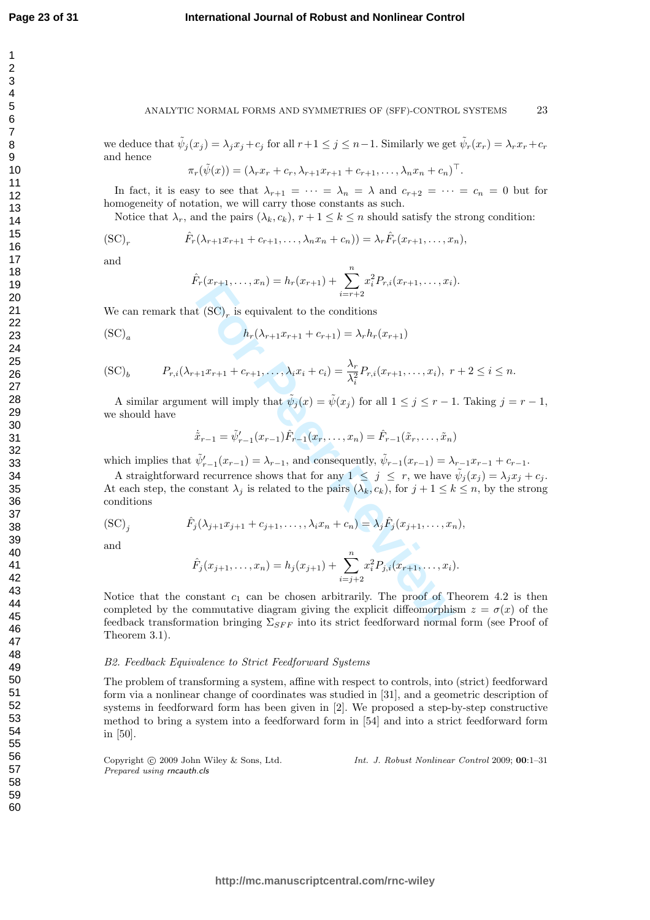we deduce that $\tilde{\psi}_j(x_j) = \lambda_j x_j + c_j$ for all $r+1 \leq j \leq n-1$. Similarly we get $\tilde{\psi}_r(x_r) = \lambda_r x_r + c_r$ and hence

$$\pi_r(\tilde{\psi}(x)) = (\lambda_r x_r + c_r, \lambda_{r+1}x_{r+1} + c_{r+1}, \ldots, \lambda_n x_n + c_n)^\top.$$

In fact, it is easy to see that $\lambda_{r+1} = \cdots = \lambda_n = \lambda$ and $c_{r+2} = \cdots = c_n = 0$ but for homogeneity of notation, we will carry those constants as such.

Notice that $\lambda_r$, and the pairs $(\lambda_k, c_k)$, $r+1 \leq k \leq n$ should satisfy the strong condition:

$$(\mathrm{SC})_r \qquad \hat{F}_r(\lambda_{r+1}x_{r+1} + c_{r+1}, \ldots, \lambda_n x_n + c_n)) = \lambda_r \hat{F}_r(x_{r+1}, \ldots, x_n),$$

and

$$\hat{F}_r(x_{r+1}, \ldots, x_n) = h_r(x_{r+1}) + \sum_{i=r+2}^{n} x_i^2 P_{r,i}(x_{r+1}, \ldots, x_i).$$

We can remark that $(\mathrm{SC})_r$ is equivalent to the conditions

$$(\mathrm{SC})_a \qquad h_r(\lambda_{r+1}x_{r+1} + c_{r+1}) = \lambda_r h_r(x_{r+1})$$

$$(\mathrm{SC})_b \qquad P_{r,i}(\lambda_{r+1}x_{r+1} + c_{r+1}, \ldots, \lambda_i x_i + c_i) = \frac{\lambda_r}{\lambda_i^2} P_{r,i}(x_{r+1}, \ldots, x_i), \; r+2 \leq i \leq n.$$

A similar argument will imply that $\tilde{\psi}_j(x) = \tilde{\psi}(x_j)$ for all $1 \leq j \leq r-1$. Taking $j = r-1$, we should have

$$\dot{\tilde{x}}_{r-1} = \tilde{\psi}'_{r-1}(x_{r-1})\hat{F}_{r-1}(x_r, \ldots, x_n) = \hat{F}_{r-1}(\tilde{x}_r, \ldots, \tilde{x}_n)$$

which implies that $\tilde{\psi}'_{r-1}(x_{r-1}) = \lambda_{r-1}$, and consequently, $\tilde{\psi}_{r-1}(x_{r-1}) = \lambda_{r-1}x_{r-1} + c_{r-1}$.

A straightforward recurrence shows that for any $1 \leq j \leq r$, we have $\tilde{\psi}_j(x_j) = \lambda_j x_j + c_j$. At each step, the constant $\lambda_j$ is related to the pairs $(\lambda_k, c_k)$, for $j+1 \leq k \leq n$, by the strong conditions

$$(\mathrm{SC})_j \qquad \hat{F}_j(\lambda_{j+1}x_{j+1} + c_{j+1}, \ldots, \lambda_i x_n + c_n) = \lambda_j \hat{F}_j(x_{j+1}, \ldots, x_n),$$

and

$$\hat{F}_j(x_{j+1}, \ldots, x_n) = h_j(x_{j+1}) + \sum_{i=j+2}^{n} x_i^2 P_{j,i}(x_{r+1}, \ldots, x_i).$$

Notice that the constant $c_1$ can be chosen arbitrarily. The proof of Theorem 4.2 is then completed by the commutative diagram giving the explicit diffeomorphism $z = \sigma(x)$ of the feedback transformation bringing $\Sigma_{SFF}$ into its strict feedforward normal form (see Proof of Theorem 3.1).

*B2. Feedback Equivalence to Strict Feedforward Systems*

The problem of transforming a system, affine with respect to controls, into (strict) feedforward form via a nonlinear change of coordinates was studied in [31], and a geometric description of systems in feedforward form has been given in [2]. We proposed a step-by-step constructive method to bring a system into a feedforward form in [54] and into a strict feedforward form in [50].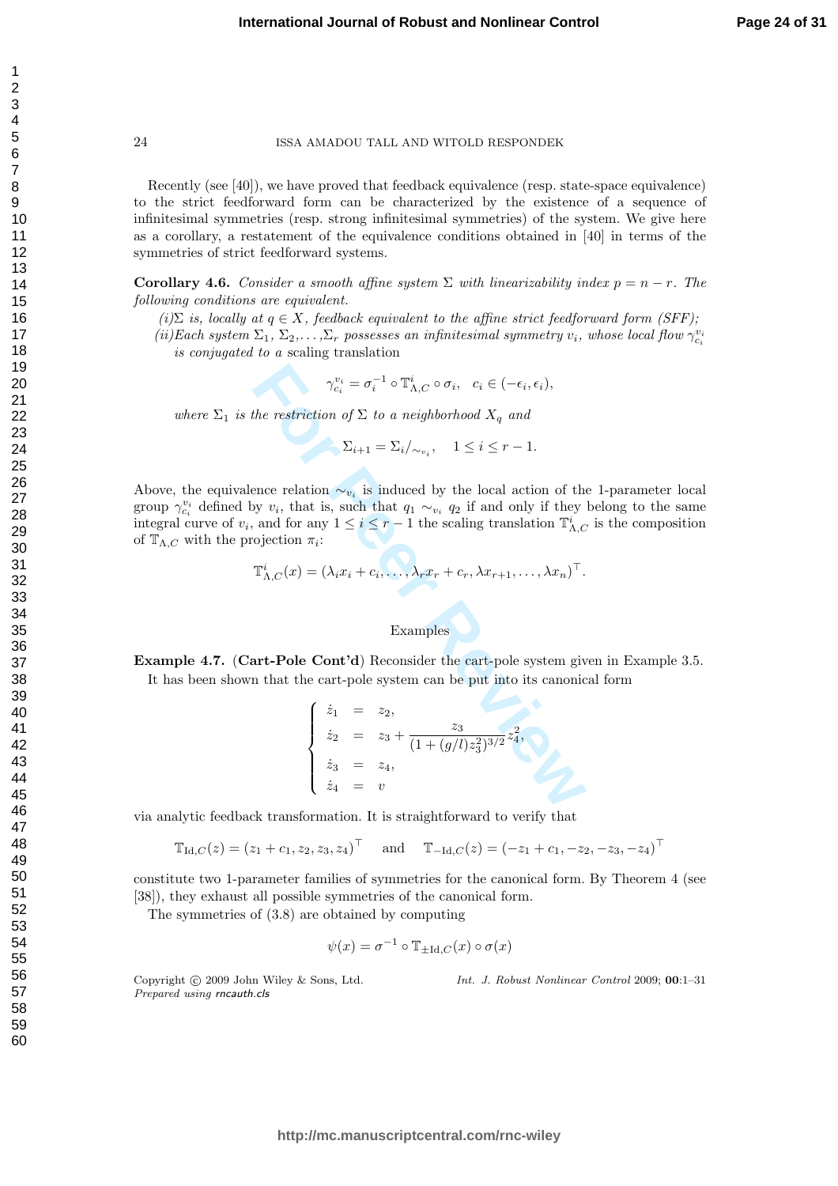Recently (see [40]), we have proved that feedback equivalence (resp. state-space equivalence) to the strict feedforward form can be characterized by the existence of a sequence of infinitesimal symmetries (resp. strong infinitesimal symmetries) of the system. We give here as a corollary, a restatement of the equivalence conditions obtained in [40] in terms of the symmetries of strict feedforward systems.

**Corollary 4.6.** *Consider a smooth affine system $\Sigma$ with linearizability index $p = n - r$. The following conditions are equivalent.*

*(i)$\Sigma$ is, locally at $q \in X$, feedback equivalent to the affine strict feedforward form (SFF);*

*(ii)Each system $\Sigma_1, \Sigma_2, \ldots, \Sigma_r$ possesses an infinitesimal symmetry $v_i$, whose local flow $\gamma_{c_i}^{v_i}$ is conjugated to a* scaling translation

$$\gamma_{c_i}^{v_i} = \sigma_i^{-1} \circ \mathbb{T}_{\Lambda,C}^{i} \circ \sigma_i, \quad c_i \in (-\epsilon_i, \epsilon_i),$$

*where $\Sigma_1$ is the restriction of $\Sigma$ to a neighborhood $X_q$ and*

$$\Sigma_{i+1} = \Sigma_i/_{\sim_{v_i}}, \quad 1 \leq i \leq r-1.$$

Above, the equivalence relation $\sim_{v_i}$ is induced by the local action of the 1-parameter local group $\gamma_{c_i}^{v_i}$ defined by $v_i$, that is, such that $q_1 \sim_{v_i} q_2$ if and only if they belong to the same integral curve of $v_i$, and for any $1 \leq i \leq r-1$ the scaling translation $\mathbb{T}_{\Lambda,C}^{i}$ is the composition of $\mathbb{T}_{\Lambda,C}$ with the projection $\pi_i$:

$$\mathbb{T}_{\Lambda,C}^{i}(x) = (\lambda_i x_i + c_i, \ldots, \lambda_r x_r + c_r, \lambda x_{r+1}, \ldots, \lambda x_n)^{\top}.$$

## Examples

**Example 4.7.** (**Cart-Pole Cont'd**) Reconsider the cart-pole system given in Example 3.5. It has been shown that the cart-pole system can be put into its canonical form

$$\begin{cases} \dot{z}_1 &= z_2, \\ \dot{z}_2 &= z_3 + \dfrac{z_3}{(1+(g/l)z_3^2)^{3/2}} z_4^2, \\ \dot{z}_3 &= z_4, \\ \dot{z}_4 &= v \end{cases}$$

via analytic feedback transformation. It is straightforward to verify that

$$\mathbb{T}_{\mathrm{Id},C}(z) = (z_1 + c_1, z_2, z_3, z_4)^{\top} \quad \text{and} \quad \mathbb{T}_{-\mathrm{Id},C}(z) = (-z_1 + c_1, -z_2, -z_3, -z_4)^{\top}$$

constitute two 1-parameter families of symmetries for the canonical form. By Theorem 4 (see [38]), they exhaust all possible symmetries of the canonical form.

The symmetries of (3.8) are obtained by computing

$$\psi(x) = \sigma^{-1} \circ \mathbb{T}_{\pm \mathrm{Id},C}(x) \circ \sigma(x)$$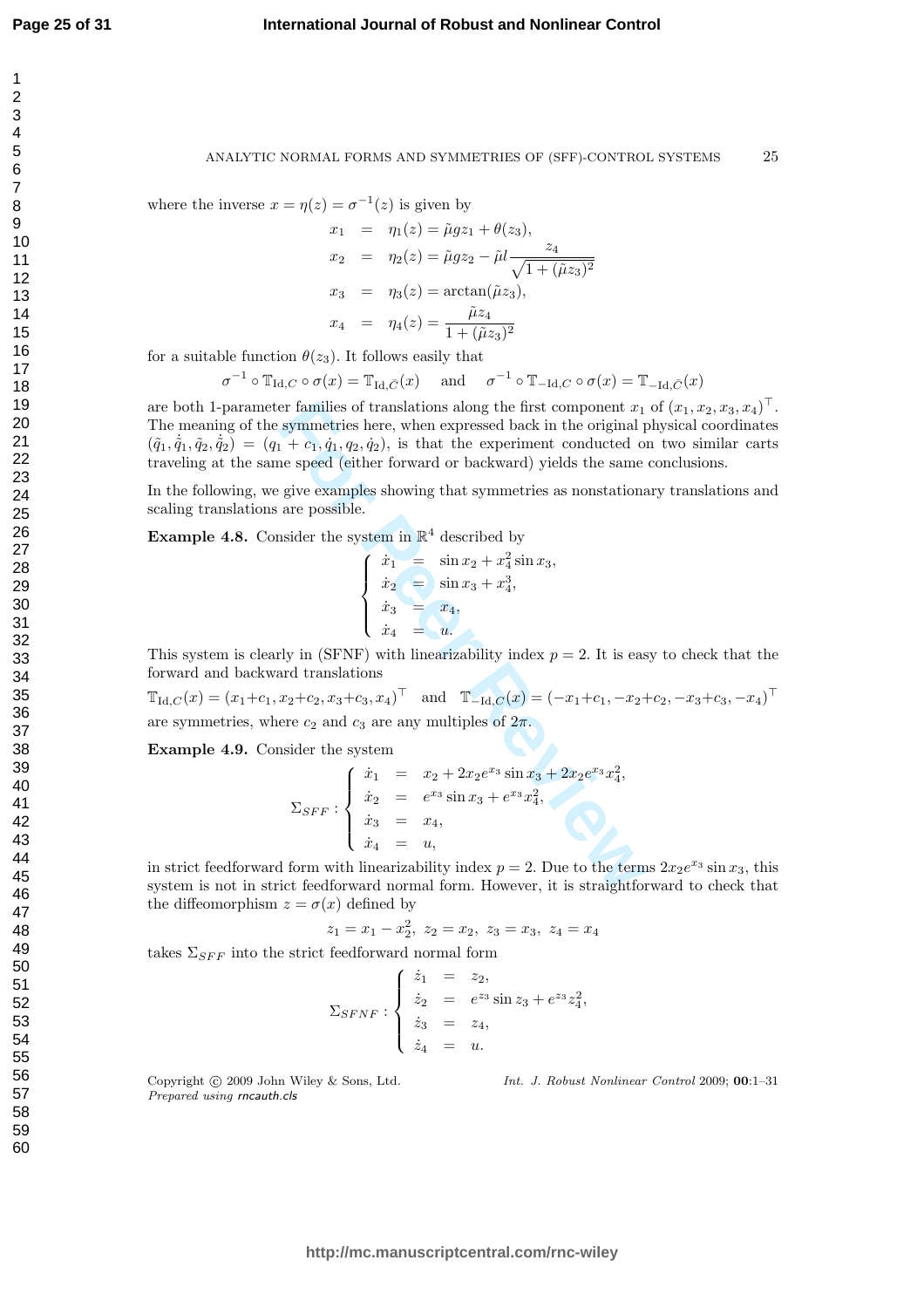where the inverse $x = \eta(z) = \sigma^{-1}(z)$ is given by

$$
\begin{aligned}
x_1 &= \eta_1(z) = \tilde{\mu} g z_1 + \theta(z_3), \\
x_2 &= \eta_2(z) = \tilde{\mu} g z_2 - \tilde{\mu} l \frac{z_4}{\sqrt{1 + (\tilde{\mu} z_3)^2}} \\
x_3 &= \eta_3(z) = \arctan(\tilde{\mu} z_3), \\
x_4 &= \eta_4(z) = \frac{\tilde{\mu} z_4}{1 + (\tilde{\mu} z_3)^2}
\end{aligned}
$$

for a suitable function $\theta(z_3)$. It follows easily that

$$
\sigma^{-1} \circ \mathbb{T}_{\mathrm{Id},C} \circ \sigma(x) = \mathbb{T}_{\mathrm{Id},\bar{C}}(x) \quad \text{and} \quad \sigma^{-1} \circ \mathbb{T}_{-\mathrm{Id},C} \circ \sigma(x) = \mathbb{T}_{-\mathrm{Id},\bar{C}}(x)
$$

are both 1-parameter families of translations along the first component $x_1$ of $(x_1, x_2, x_3, x_4)^\top$. The meaning of the symmetries here, when expressed back in the original physical coordinates $(\tilde{q}_1, \dot{\tilde{q}}_1, \tilde{q}_2, \dot{\tilde{q}}_2) = (q_1 + c_1, \dot{q}_1, q_2, \dot{q}_2)$, is that the experiment conducted on two similar carts traveling at the same speed (either forward or backward) yields the same conclusions.

In the following, we give examples showing that symmetries as nonstationary translations and scaling translations are possible.

**Example 4.8.** Consider the system in $\mathbb{R}^4$ described by

$$
\begin{cases}
\dot{x}_1 = \sin x_2 + x_4^2 \sin x_3, \\
\dot{x}_2 = \sin x_3 + x_4^3, \\
\dot{x}_3 = x_4, \\
\dot{x}_4 = u.
\end{cases}
$$

This system is clearly in (SFNF) with linearizability index $p = 2$. It is easy to check that the forward and backward translations

$$
\mathbb{T}_{\mathrm{Id},C}(x) = (x_1+c_1, x_2+c_2, x_3+c_3, x_4)^\top \quad \text{and} \quad \mathbb{T}_{-\mathrm{Id},C}(x) = (-x_1+c_1, -x_2+c_2, -x_3+c_3, -x_4)^\top
$$

are symmetries, where $c_2$ and $c_3$ are any multiples of $2\pi$.

**Example 4.9.** Consider the system

$$
\Sigma_{SFF} : \begin{cases}
\dot{x}_1 = x_2 + 2x_2 e^{x_3} \sin x_3 + 2x_2 e^{x_3} x_4^2, \\
\dot{x}_2 = e^{x_3} \sin x_3 + e^{x_3} x_4^2, \\
\dot{x}_3 = x_4, \\
\dot{x}_4 = u,
\end{cases}
$$

in strict feedforward form with linearizability index $p = 2$. Due to the terms $2x_2 e^{x_3} \sin x_3$, this system is not in strict feedforward normal form. However, it is straightforward to check that the diffeomorphism $z = \sigma(x)$ defined by

$$
z_1 = x_1 - x_2^2, \; z_2 = x_2, \; z_3 = x_3, \; z_4 = x_4
$$

takes $\Sigma_{SFF}$ into the strict feedforward normal form

$$
\Sigma_{SFNF} : \begin{cases}
\dot{z}_1 = z_2, \\
\dot{z}_2 = e^{z_3} \sin z_3 + e^{z_3} z_4^2, \\
\dot{z}_3 = z_4, \\
\dot{z}_4 = u.
\end{cases}
$$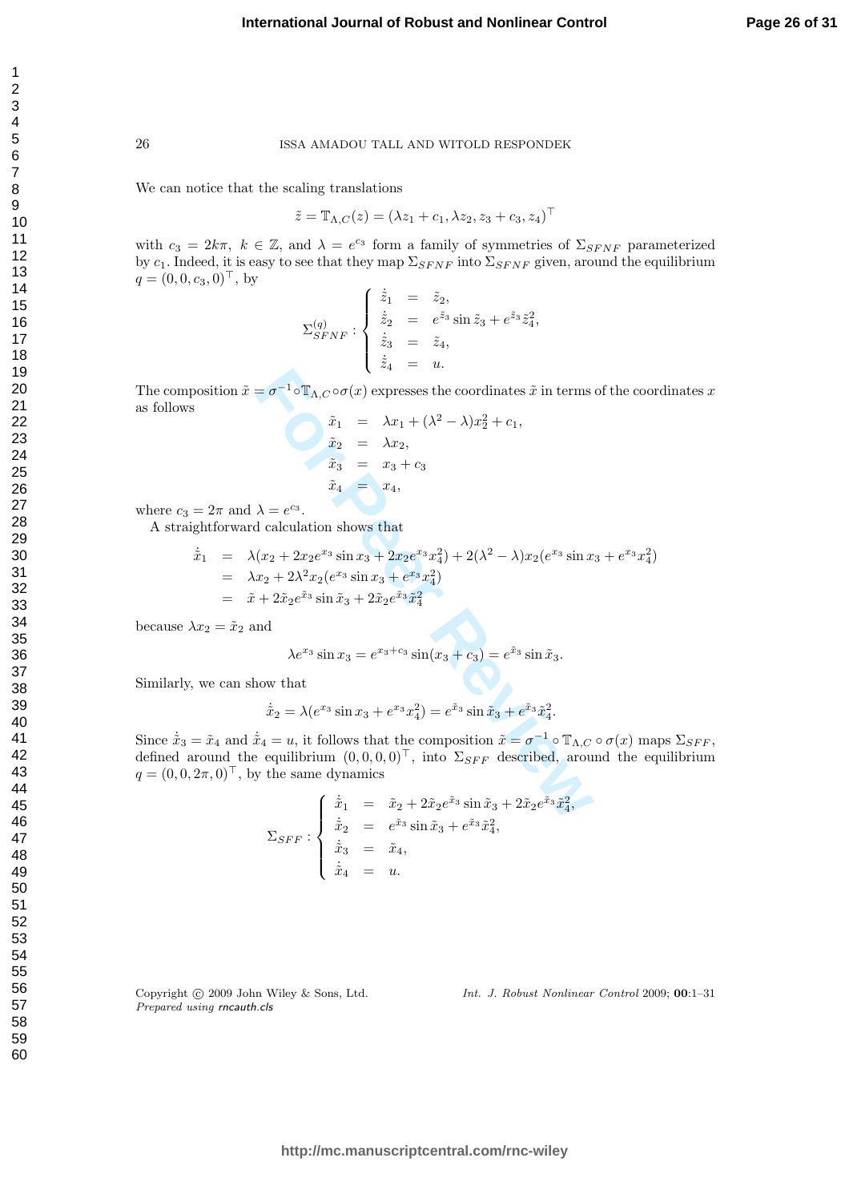We can notice that the scaling translations

$$\tilde{z} = \mathbb{T}_{\Lambda,C}(z) = (\lambda z_1 + c_1, \lambda z_2, z_3 + c_3, z_4)^\top$$

with $c_3 = 2k\pi,\ k \in \mathbb{Z}$, and $\lambda = e^{c_3}$ form a family of symmetries of $\Sigma_{SFNF}$ parameterized by $c_1$. Indeed, it is easy to see that they map $\Sigma_{SFNF}$ into $\Sigma_{SFNF}$ given, around the equilibrium $q = (0, 0, c_3, 0)^\top$, by

$$\Sigma_{SFNF}^{(q)} : \begin{cases} \dot{\tilde{z}}_1 &=& \tilde{z}_2, \\ \dot{\tilde{z}}_2 &=& e^{\tilde{z}_3} \sin \tilde{z}_3 + e^{\tilde{z}_3} \tilde{z}_4^2, \\ \dot{\tilde{z}}_3 &=& \tilde{z}_4, \\ \dot{\tilde{z}}_4 &=& u. \end{cases}$$

The composition $\tilde{x} = \sigma^{-1} \circ \mathbb{T}_{\Lambda,C} \circ \sigma(x)$ expresses the coordinates $\tilde{x}$ in terms of the coordinates $x$ as follows

$$\begin{aligned} \tilde{x}_1 &= \lambda x_1 + (\lambda^2 - \lambda) x_2^2 + c_1, \\ \tilde{x}_2 &= \lambda x_2, \\ \tilde{x}_3 &= x_3 + c_3 \\ \tilde{x}_4 &= x_4, \end{aligned}$$

where $c_3 = 2\pi$ and $\lambda = e^{c_3}$.

A straightforward calculation shows that

$$\begin{aligned} \dot{\tilde{x}}_1 &= \lambda(x_2 + 2x_2 e^{x_3} \sin x_3 + 2x_2 e^{x_3} x_4^2) + 2(\lambda^2 - \lambda) x_2 (e^{x_3} \sin x_3 + e^{x_3} x_4^2) \\ &= \lambda x_2 + 2\lambda^2 x_2 (e^{x_3} \sin x_3 + e^{x_3} x_4^2) \\ &= \tilde{x} + 2\tilde{x}_2 e^{\tilde{x}_3} \sin \tilde{x}_3 + 2\tilde{x}_2 e^{\tilde{x}_3} \tilde{x}_4^2 \end{aligned}$$

because $\lambda x_2 = \tilde{x}_2$ and

$$\lambda e^{x_3} \sin x_3 = e^{x_3 + c_3} \sin(x_3 + c_3) = e^{\tilde{x}_3} \sin \tilde{x}_3.$$

Similarly, we can show that

$$\dot{\tilde{x}}_2 = \lambda(e^{x_3} \sin x_3 + e^{x_3} x_4^2) = e^{\tilde{x}_3} \sin \tilde{x}_3 + e^{\tilde{x}_3} \tilde{x}_4^2.$$

Since $\dot{\tilde{x}}_3 = \tilde{x}_4$ and $\dot{\tilde{x}}_4 = u$, it follows that the composition $\tilde{x} = \sigma^{-1} \circ \mathbb{T}_{\Lambda,C} \circ \sigma(x)$ maps $\Sigma_{SFF}$, defined around the equilibrium $(0, 0, 0, 0)^\top$, into $\Sigma_{SFF}$ described, around the equilibrium $q = (0, 0, 2\pi, 0)^\top$, by the same dynamics

$$\Sigma_{SFF} : \begin{cases} \dot{\tilde{x}}_1 &=& \tilde{x}_2 + 2\tilde{x}_2 e^{\tilde{x}_3} \sin \tilde{x}_3 + 2\tilde{x}_2 e^{\tilde{x}_3} \tilde{x}_4^2, \\ \dot{\tilde{x}}_2 &=& e^{\tilde{x}_3} \sin \tilde{x}_3 + e^{\tilde{x}_3} \tilde{x}_4^2, \\ \dot{\tilde{x}}_3 &=& \tilde{x}_4, \\ \dot{\tilde{x}}_4 &=& u. \end{cases}$$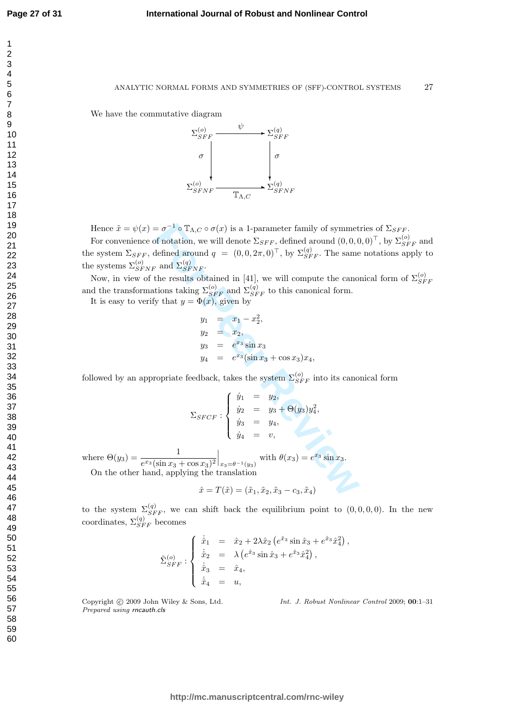We have the commutative diagram

$$
\begin{array}{ccc}
\Sigma^{(o)}_{SFF} & \xrightarrow{\quad\psi\quad} & \Sigma^{(q)}_{SFF} \\
\sigma \big\downarrow & & \big\downarrow \sigma \\
\Sigma^{(o)}_{SFNF} & \xrightarrow[\quad\mathbb{T}_{\Lambda,C}\quad]{} & \Sigma^{(q)}_{SFNF}
\end{array}
$$

Hence $\tilde{x} = \psi(x) = \sigma^{-1} \circ \mathbb{T}_{\Lambda,C} \circ \sigma(x)$ is a 1-parameter family of symmetries of $\Sigma_{SFF}$.

For convenience of notation, we will denote $\Sigma_{SFF}$, defined around $(0,0,0,0)^\top$, by $\Sigma^{(o)}_{SFF}$ and the system $\Sigma_{SFF}$, defined around $q = (0,0,2\pi,0)^\top$, by $\Sigma^{(q)}_{SFF}$. The same notations apply to the systems $\Sigma^{(o)}_{SFNF}$ and $\Sigma^{(q)}_{SFNF}$.

Now, in view of the results obtained in [41], we will compute the canonical form of $\Sigma^{(o)}_{SFF}$ and the transformations taking $\Sigma^{(o)}_{SFF}$ and $\Sigma^{(q)}_{SFF}$ to this canonical form.

It is easy to verify that $y = \Phi(x)$, given by

$$
\begin{array}{rcl}
y_1 &=& x_1 - x_2^2, \\
y_2 &=& x_2, \\
y_3 &=& e^{x_3}\sin x_3 \\
y_4 &=& e^{x_3}(\sin x_3 + \cos x_3)x_4,
\end{array}
$$

followed by an appropriate feedback, takes the system $\Sigma^{(o)}_{SFF}$ into its canonical form

$$
\Sigma_{SFCF} : \left\{
\begin{array}{rcl}
\dot{y}_1 &=& y_2, \\
\dot{y}_2 &=& y_3 + \Theta(y_3)y_4^2, \\
\dot{y}_3 &=& y_4, \\
\dot{y}_4 &=& v,
\end{array}
\right.
$$

where $\Theta(y_3) = \dfrac{1}{e^{x_3}(\sin x_3 + \cos x_3)^2}\Big|_{x_3=\theta^{-1}(y_3)}$ with $\theta(x_3) = e^{x_3}\sin x_3$.

On the other hand, applying the translation

$$
\hat{x} = T(\tilde{x}) = (\tilde{x}_1, \tilde{x}_2, \tilde{x}_3 - c_3, \tilde{x}_4)
$$

to the system $\Sigma^{(q)}_{SFF}$, we can shift back the equilibrium point to $(0,0,0,0)$. In the new coordinates, $\Sigma^{(q)}_{SFF}$ becomes

$$
\tilde{\Sigma}^{(o)}_{SFF} : \left\{
\begin{array}{rcl}
\dot{\hat{x}}_1 &=& \hat{x}_2 + 2\lambda\hat{x}_2\left(e^{\hat{x}_3}\sin\hat{x}_3 + e^{\hat{x}_3}\hat{x}_4^2\right), \\
\dot{\hat{x}}_2 &=& \lambda\left(e^{\hat{x}_3}\sin\hat{x}_3 + e^{\hat{x}_3}\hat{x}_4^2\right), \\
\dot{\hat{x}}_3 &=& \hat{x}_4, \\
\dot{\hat{x}}_4 &=& u,
\end{array}
\right.
$$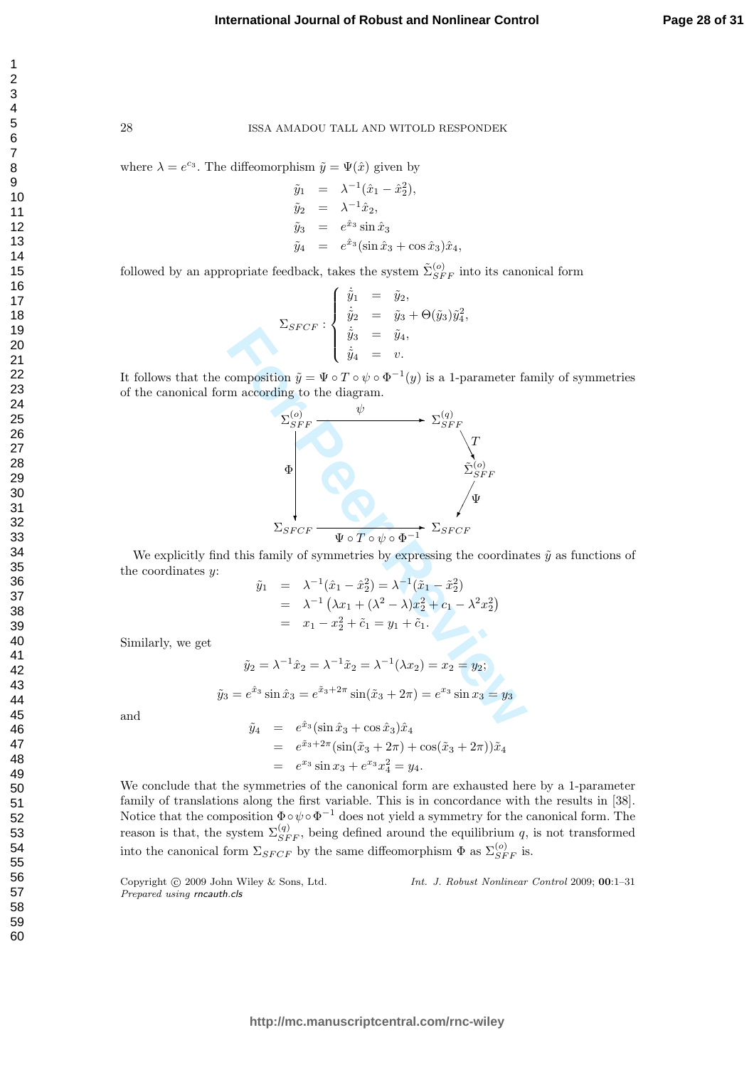where $\lambda = e^{c_3}$. The diffeomorphism $\tilde{y} = \Psi(\hat{x})$ given by

$$
\begin{aligned}
\tilde{y}_1 &= \lambda^{-1}(\hat{x}_1 - \hat{x}_2^2), \\
\tilde{y}_2 &= \lambda^{-1}\hat{x}_2, \\
\tilde{y}_3 &= e^{\hat{x}_3}\sin\hat{x}_3 \\
\tilde{y}_4 &= e^{\hat{x}_3}(\sin\hat{x}_3 + \cos\hat{x}_3)\hat{x}_4,
\end{aligned}
$$

followed by an appropriate feedback, takes the system $\tilde{\Sigma}^{(o)}_{SFF}$ into its canonical form

$$
\Sigma_{SFCF} : \begin{cases}
\dot{\tilde{y}}_1 = \tilde{y}_2, \\
\dot{\tilde{y}}_2 = \tilde{y}_3 + \Theta(\tilde{y}_3)\tilde{y}_4^2, \\
\dot{\tilde{y}}_3 = \tilde{y}_4, \\
\dot{\tilde{y}}_4 = v.
\end{cases}
$$

It follows that the composition $\tilde{y} = \Psi \circ T \circ \psi \circ \Phi^{-1}(y)$ is a 1-parameter family of symmetries of the canonical form according to the diagram.

$$
\begin{array}{ccc}
\Sigma^{(o)}_{SFF} & \xrightarrow{\ \psi\ } & \Sigma^{(q)}_{SFF} \\
 & & \downarrow T \\
\downarrow \Phi & & \hat{\Sigma}^{(o)}_{SFF} \\
 & & \downarrow \Psi \\
\Sigma_{SFCF} & \xrightarrow[\ \Psi\circ T\circ\psi\circ\Phi^{-1}\ ]{} & \Sigma_{SFCF}
\end{array}
$$

We explicitly find this family of symmetries by expressing the coordinates $\tilde{y}$ as functions of the coordinates $y$:

$$
\begin{aligned}
\tilde{y}_1 &= \lambda^{-1}(\hat{x}_1 - \hat{x}_2^2) = \lambda^{-1}(\tilde{x}_1 - \tilde{x}_2^2) \\
&= \lambda^{-1}\left(\lambda x_1 + (\lambda^2 - \lambda)x_2^2 + c_1 - \lambda^2 x_2^2\right) \\
&= x_1 - x_2^2 + \tilde{c}_1 = y_1 + \tilde{c}_1.
\end{aligned}
$$

Similarly, we get

$$
\tilde{y}_2 = \lambda^{-1}\hat{x}_2 = \lambda^{-1}\tilde{x}_2 = \lambda^{-1}(\lambda x_2) = x_2 = y_2;
$$

$$
\tilde{y}_3 = e^{\hat{x}_3}\sin\hat{x}_3 = e^{\tilde{x}_3 + 2\pi}\sin(\tilde{x}_3 + 2\pi) = e^{x_3}\sin x_3 = y_3
$$

and

$$
\begin{aligned}
\tilde{y}_4 &= e^{\hat{x}_3}(\sin\hat{x}_3 + \cos\hat{x}_3)\hat{x}_4 \\
&= e^{\tilde{x}_3 + 2\pi}(\sin(\tilde{x}_3 + 2\pi) + \cos(\tilde{x}_3 + 2\pi))\tilde{x}_4 \\
&= e^{x_3}\sin x_3 + e^{x_3}x_4^2 = y_4.
\end{aligned}
$$

We conclude that the symmetries of the canonical form are exhausted here by a 1-parameter family of translations along the first variable. This is in concordance with the results in [38]. Notice that the composition $\Phi \circ \psi \circ \Phi^{-1}$ does not yield a symmetry for the canonical form. The reason is that, the system $\Sigma^{(q)}_{SFF}$, being defined around the equilibrium $q$, is not transformed into the canonical form $\Sigma_{SFCF}$ by the same diffeomorphism $\Phi$ as $\Sigma^{(o)}_{SFF}$ is.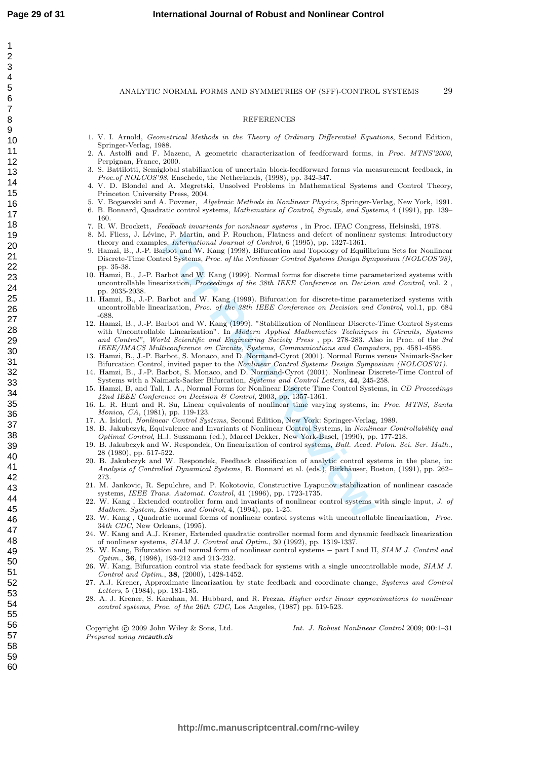## REFERENCES

1. V. I. Arnold, *Geometrical Methods in the Theory of Ordinary Differential Equations*, Second Edition, Springer-Verlag, 1988.
2. A. Astolfi and F. Mazenc, A geometric characterization of feedforward forms, in *Proc. MTNS'2000*, Perpignan, France, 2000.
3. S. Battilotti, Semiglobal stabilization of uncertain block-feedforward forms via measurement feedback, in *Proc.of NOLCOS'98*, Enschede, the Netherlands, (1998), pp. 342-347.
4. V. D. Blondel and A. Megretski, Unsolved Problems in Mathematical Systems and Control Theory, Princeton University Press, 2004.
5. V. Bogaevski and A. Povzner, *Algebraic Methods in Nonlinear Physics*, Springer-Verlag, New York, 1991.
6. B. Bonnard, Quadratic control systems, *Mathematics of Control, Signals, and Systems*, 4 (1991), pp. 139–160.
7. R. W. Brockett, *Feedback invariants for nonlinear systems* , in Proc. IFAC Congress, Helsinski, 1978.
8. M. Fliess, J. Lévine, P. Martin, and P. Rouchon, Flatness and defect of nonlinear systems: Introductory theory and examples, *International Journal of Control*, 6 (1995), pp. 1327-1361.
9. Hamzi, B., J.-P. Barbot and W. Kang (1998). Bifurcation and Topology of Equilibrium Sets for Nonlinear Discrete-Time Control Systems, *Proc. of the Nonlinear Control Systems Design Symposium (NOLCOS'98)*, pp. 35-38.
10. Hamzi, B., J.-P. Barbot and W. Kang (1999). Normal forms for discrete time parameterized systems with uncontrollable linearization, *Proceedings of the 38th IEEE Conference on Decision and Control*, vol. 2 , pp. 2035-2038.
11. Hamzi, B., J.-P. Barbot and W. Kang (1999). Bifurcation for discrete-time parameterized systems with uncontrollable linearization, *Proc. of the 38th IEEE Conference on Decision and Control*, vol.1, pp. 684 -688.
12. Hamzi, B., J.-P. Barbot and W. Kang (1999). "Stabilization of Nonlinear Discrete-Time Control Systems with Uncontrollable Linearization". In *Modern Applied Mathematics Techniques in Circuits, Systems and Control", World Scientific and Engineering Society Press* , pp. 278-283. Also in Proc. of the *3rd IEEE/IMACS Multiconference on Circuits, Systems, Communications and Computers*, pp. 4581-4586.
13. Hamzi, B., J.-P. Barbot, S. Monaco, and D. Normand-Cyrot (2001). Normal Forms versus Naimark-Sacker Bifurcation Control, invited paper to the *Nonlinear Control Systems Design Symposium (NOLCOS'01)*.
14. Hamzi, B., J.-P. Barbot, S. Monaco, and D. Normand-Cyrot (2001). Nonlinear Discrete-Time Control of Systems with a Naimark-Sacker Bifurcation, *Systems and Control Letters*, **44**, 245-258.
15. Hamzi, B, and Tall, I. A., Normal Forms for Nonlinear Discrete Time Control Systems, in *CD Proceedings 42nd IEEE Conference on Decision & Control*, 2003, pp. 1357-1361.
16. L. R. Hunt and R. Su, Linear equivalents of nonlinear time varying systems, in: *Proc. MTNS, Santa Monica, CA*, (1981), pp. 119-123.
17. A. Isidori, *Nonlinear Control Systems*, Second Edition, New York: Springer-Verlag, 1989.
18. B. Jakubczyk, Equivalence and Invariants of Nonlinear Control Systems, in *Nonlinear Controllability and Optimal Control*, H.J. Sussmann (ed.), Marcel Dekker, New York-Basel, (1990), pp. 177-218.
19. B. Jakubczyk and W. Respondek, On linearization of control systems, *Bull. Acad. Polon. Sci. Ser. Math.*, 28 (1980), pp. 517-522.
20. B. Jakubczyk and W. Respondek, Feedback classification of analytic control systems in the plane, in: *Analysis of Controlled Dynamical Systems*, B. Bonnard et al. (eds.), Birkhäuser, Boston, (1991), pp. 262–273.
21. M. Jankovic, R. Sepulchre, and P. Kokotovic, Constructive Lyapunov stabilization of nonlinear cascade systems, *IEEE Trans. Automat. Control*, 41 (1996), pp. 1723-1735.
22. W. Kang , Extended controller form and invariants of nonlinear control systems with single input, *J. of Mathem. System, Estim. and Control*, 4, (1994), pp. 1-25.
23. W. Kang , Quadratic normal forms of nonlinear control systems with uncontrollable linearization, *Proc. 34th CDC*, New Orleans, (1995).
24. W. Kang and A.J. Krener, Extended quadratic controller normal form and dynamic feedback linearization of nonlinear systems, *SIAM J. Control and Optim.*, 30 (1992), pp. 1319-1337.
25. W. Kang, Bifurcation and normal form of nonlinear control systems − part I and II, *SIAM J. Control and Optim.*, **36**, (1998), 193-212 and 213-232.
26. W. Kang, Bifurcation control via state feedback for systems with a single uncontrollable mode, *SIAM J. Control and Optim.*, **38**, (2000), 1428-1452.
27. A.J. Krener, Approximate linearization by state feedback and coordinate change, *Systems and Control Letters*, 5 (1984), pp. 181-185.
28. A. J. Krener, S. Karahan, M. Hubbard, and R. Frezza, *Higher order linear approximations to nonlinear control systems*, *Proc. of the 26th CDC*, Los Angeles, (1987) pp. 519-523.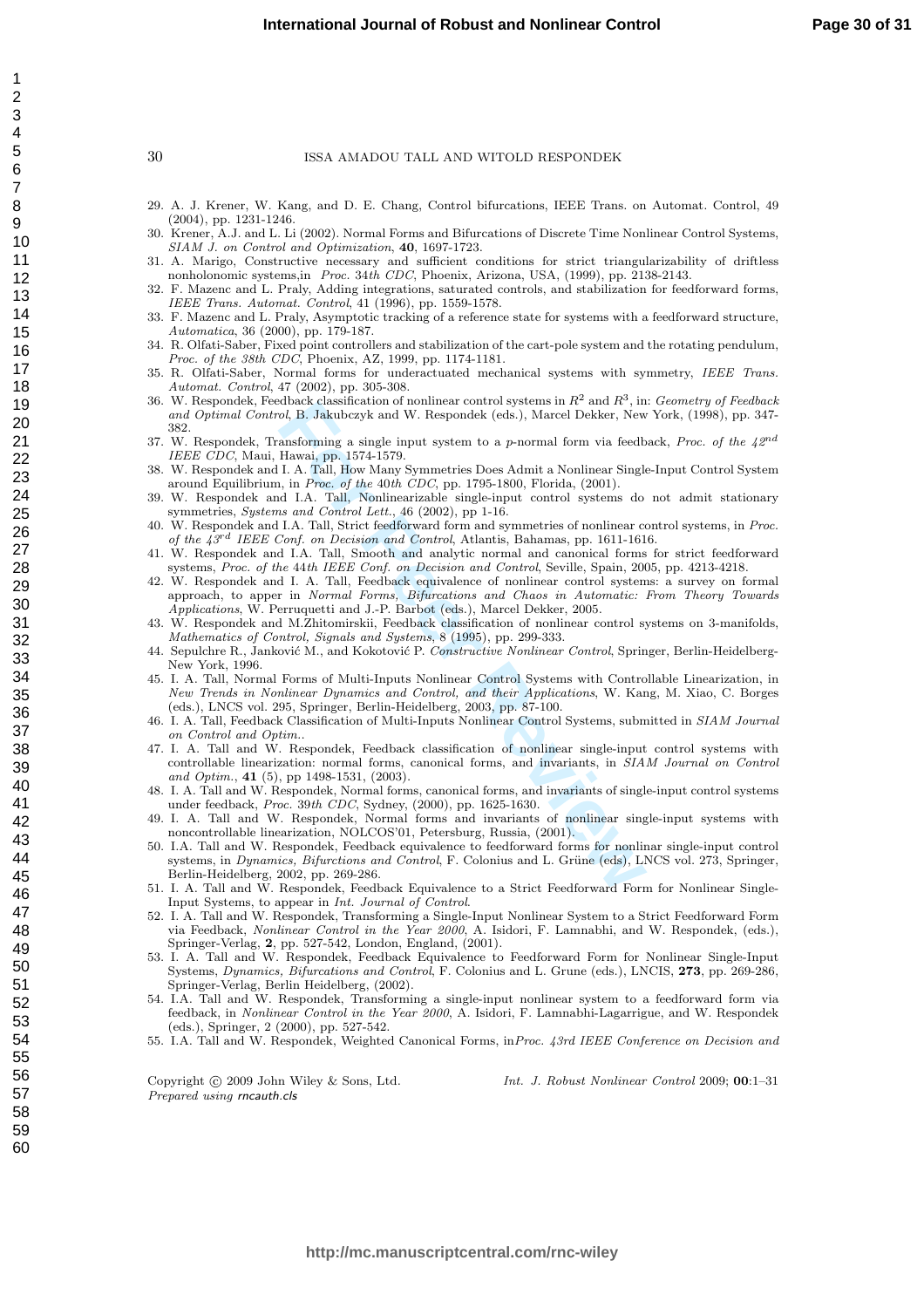29. A. J. Krener, W. Kang, and D. E. Chang, Control bifurcations, IEEE Trans. on Automat. Control, 49 (2004), pp. 1231-1246.
30. Krener, A.J. and L. Li (2002). Normal Forms and Bifurcations of Discrete Time Nonlinear Control Systems, *SIAM J. on Control and Optimization*, **40**, 1697-1723.
31. A. Marigo, Constructive necessary and sufficient conditions for strict triangularizability of driftless nonholonomic systems,in *Proc.* 34*th CDC*, Phoenix, Arizona, USA, (1999), pp. 2138-2143.
32. F. Mazenc and L. Praly, Adding integrations, saturated controls, and stabilization for feedforward forms, *IEEE Trans. Automat. Control*, 41 (1996), pp. 1559-1578.
33. F. Mazenc and L. Praly, Asymptotic tracking of a reference state for systems with a feedforward structure, *Automatica*, 36 (2000), pp. 179-187.
34. R. Olfati-Saber, Fixed point controllers and stabilization of the cart-pole system and the rotating pendulum, *Proc. of the 38th CDC*, Phoenix, AZ, 1999, pp. 1174-1181.
35. R. Olfati-Saber, Normal forms for underactuated mechanical systems with symmetry, *IEEE Trans. Automat. Control*, 47 (2002), pp. 305-308.
36. W. Respondek, Feedback classification of nonlinear control systems in $R^2$ and $R^3$, in: *Geometry of Feedback and Optimal Control*, B. Jakubczyk and W. Respondek (eds.), Marcel Dekker, New York, (1998), pp. 347-382.
37. W. Respondek, Transforming a single input system to a *p*-normal form via feedback, *Proc. of the $42^{nd}$ IEEE CDC*, Maui, Hawai, pp. 1574-1579.
38. W. Respondek and I. A. Tall, How Many Symmetries Does Admit a Nonlinear Single-Input Control System around Equilibrium, in *Proc. of the* 40*th CDC*, pp. 1795-1800, Florida, (2001).
39. W. Respondek and I.A. Tall, Nonlinearizable single-input control systems do not admit stationary symmetries, *Systems and Control Lett.*, 46 (2002), pp 1-16.
40. W. Respondek and I.A. Tall, Strict feedforward form and symmetries of nonlinear control systems, in *Proc. of the $43^{rd}$ IEEE Conf. on Decision and Control*, Atlantis, Bahamas, pp. 1611-1616.
41. W. Respondek and I.A. Tall, Smooth and analytic normal and canonical forms for strict feedforward systems, *Proc. of the* 44th *IEEE Conf. on Decision and Control*, Seville, Spain, 2005, pp. 4213-4218.
42. W. Respondek and I. A. Tall, Feedback equivalence of nonlinear control systems: a survey on formal approach, to apper in *Normal Forms, Bifurcations and Chaos in Automatic: From Theory Towards Applications*, W. Perruquetti and J.-P. Barbot (eds.), Marcel Dekker, 2005.
43. W. Respondek and M.Zhitomirskii, Feedback classification of nonlinear control systems on 3-manifolds, *Mathematics of Control, Signals and Systems*, 8 (1995), pp. 299-333.
44. Sepulchre R., Janković M., and Kokotović P. *Constructive Nonlinear Control*, Springer, Berlin-Heidelberg-New York, 1996.
45. I. A. Tall, Normal Forms of Multi-Inputs Nonlinear Control Systems with Controllable Linearization, in *New Trends in Nonlinear Dynamics and Control, and their Applications*, W. Kang, M. Xiao, C. Borges (eds.), LNCS vol. 295, Springer, Berlin-Heidelberg, 2003, pp. 87-100.
46. I. A. Tall, Feedback Classification of Multi-Inputs Nonlinear Control Systems, submitted in *SIAM Journal on Control and Optim.*.
47. I. A. Tall and W. Respondek, Feedback classification of nonlinear single-input control systems with controllable linearization: normal forms, canonical forms, and invariants, in *SIAM Journal on Control and Optim.*, **41** (5), pp 1498-1531, (2003).
48. I. A. Tall and W. Respondek, Normal forms, canonical forms, and invariants of single-input control systems under feedback, *Proc.* 39*th CDC*, Sydney, (2000), pp. 1625-1630.
49. I. A. Tall and W. Respondek, Normal forms and invariants of nonlinear single-input systems with noncontrollable linearization, NOLCOS'01, Petersburg, Russia, (2001).
50. I.A. Tall and W. Respondek, Feedback equivalence to feedforward forms for nonlinar single-input control systems, in *Dynamics, Bifurctions and Control*, F. Colonius and L. Grüne (eds), LNCS vol. 273, Springer, Berlin-Heidelberg, 2002, pp. 269-286.
51. I. A. Tall and W. Respondek, Feedback Equivalence to a Strict Feedforward Form for Nonlinear Single-Input Systems, to appear in *Int. Journal of Control*.
52. I. A. Tall and W. Respondek, Transforming a Single-Input Nonlinear System to a Strict Feedforward Form via Feedback, *Nonlinear Control in the Year 2000*, A. Isidori, F. Lamnabhi, and W. Respondek, (eds.), Springer-Verlag, **2**, pp. 527-542, London, England, (2001).
53. I. A. Tall and W. Respondek, Feedback Equivalence to Feedforward Form for Nonlinear Single-Input Systems, *Dynamics, Bifurcations and Control*, F. Colonius and L. Grune (eds.), LNCIS, **273**, pp. 269-286, Springer-Verlag, Berlin Heidelberg, (2002).
54. I.A. Tall and W. Respondek, Transforming a single-input nonlinear system to a feedforward form via feedback, in *Nonlinear Control in the Year 2000*, A. Isidori, F. Lamnabhi-Lagarrigue, and W. Respondek (eds.), Springer, 2 (2000), pp. 527-542.
55. I.A. Tall and W. Respondek, Weighted Canonical Forms, in*Proc. 43rd IEEE Conference on Decision and*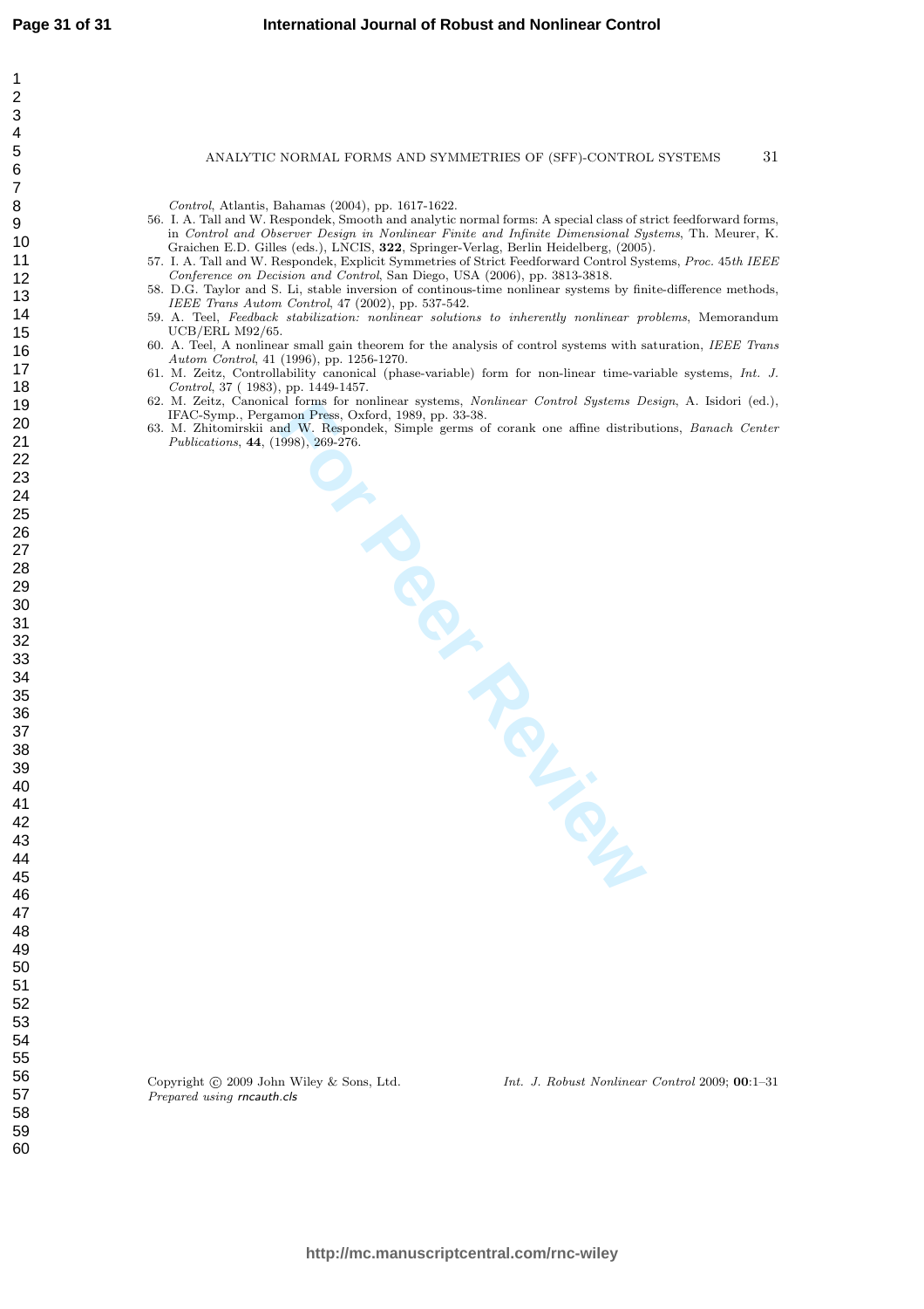*Control*, Atlantis, Bahamas (2004), pp. 1617-1622.

56. I. A. Tall and W. Respondek, Smooth and analytic normal forms: A special class of strict feedforward forms, in *Control and Observer Design in Nonlinear Finite and Infinite Dimensional Systems*, Th. Meurer, K. Graichen E.D. Gilles (eds.), LNCIS, **322**, Springer-Verlag, Berlin Heidelberg, (2005).
57. I. A. Tall and W. Respondek, Explicit Symmetries of Strict Feedforward Control Systems, *Proc. 45th IEEE Conference on Decision and Control*, San Diego, USA (2006), pp. 3813-3818.
58. D.G. Taylor and S. Li, stable inversion of continous-time nonlinear systems by finite-difference methods, *IEEE Trans Autom Control*, 47 (2002), pp. 537-542.
59. A. Teel, *Feedback stabilization: nonlinear solutions to inherently nonlinear problems*, Memorandum UCB/ERL M92/65.
60. A. Teel, A nonlinear small gain theorem for the analysis of control systems with saturation, *IEEE Trans Autom Control*, 41 (1996), pp. 1256-1270.
61. M. Zeitz, Controllability canonical (phase-variable) form for non-linear time-variable systems, *Int. J. Control*, 37 ( 1983), pp. 1449-1457.
62. M. Zeitz, Canonical forms for nonlinear systems, *Nonlinear Control Systems Design*, A. Isidori (ed.), IFAC-Symp., Pergamon Press, Oxford, 1989, pp. 33-38.
63. M. Zhitomirskii and W. Respondek, Simple germs of corank one affine distributions, *Banach Center Publications*, **44**, (1998), 269-276.